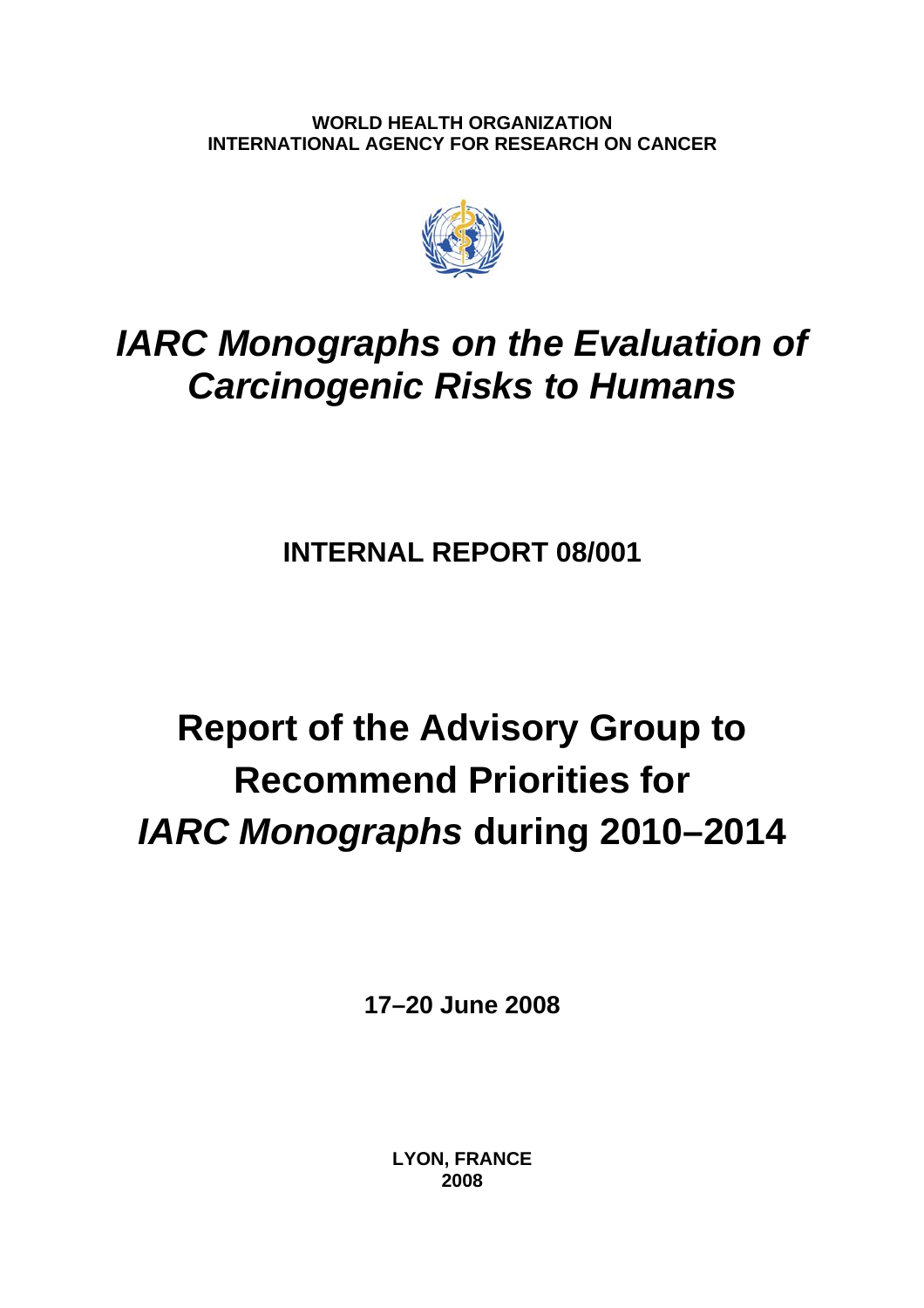**WORLD HEALTH ORGANIZATION**
**INTERNATIONAL AGENCY FOR RESEARCH ON CANCER**

# *IARC Monographs on the Evaluation of Carcinogenic Risks to Humans*

## INTERNAL REPORT 08/001

# Report of the Advisory Group to Recommend Priorities for *IARC Monographs* during 2010–2014

**17–20 June 2008**

**LYON, FRANCE**
**2008**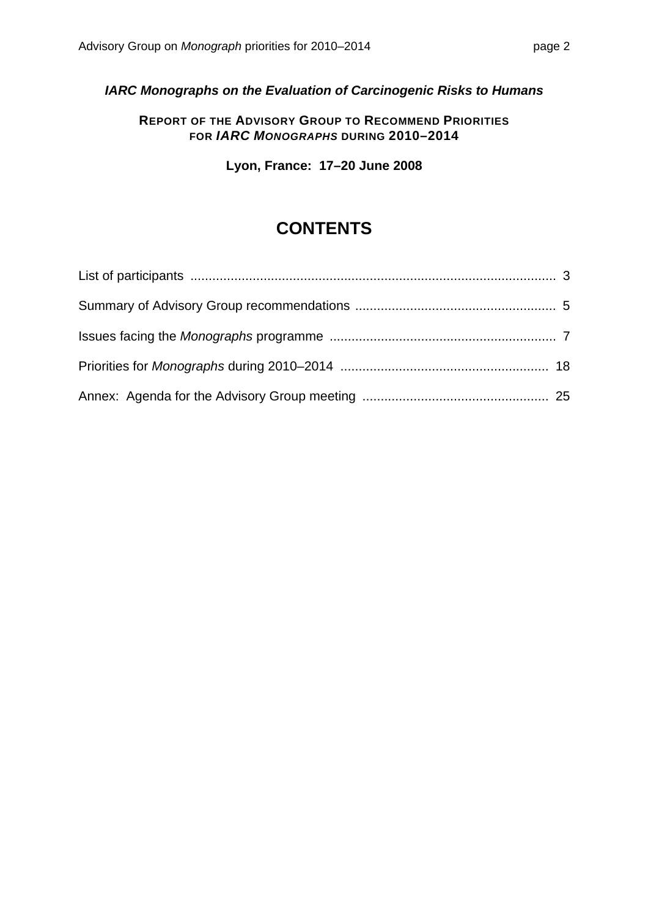***IARC Monographs on the Evaluation of Carcinogenic Risks to Humans***

**REPORT OF THE ADVISORY GROUP TO RECOMMEND PRIORITIES FOR *IARC MONOGRAPHS* DURING 2010–2014**

**Lyon, France: 17–20 June 2008**

# CONTENTS

| | |
|---|---|
| List of participants | 3 |
| Summary of Advisory Group recommendations | 5 |
| Issues facing the *Monographs* programme | 7 |
| Priorities for *Monographs* during 2010–2014 | 18 |
| Annex: Agenda for the Advisory Group meeting | 25 |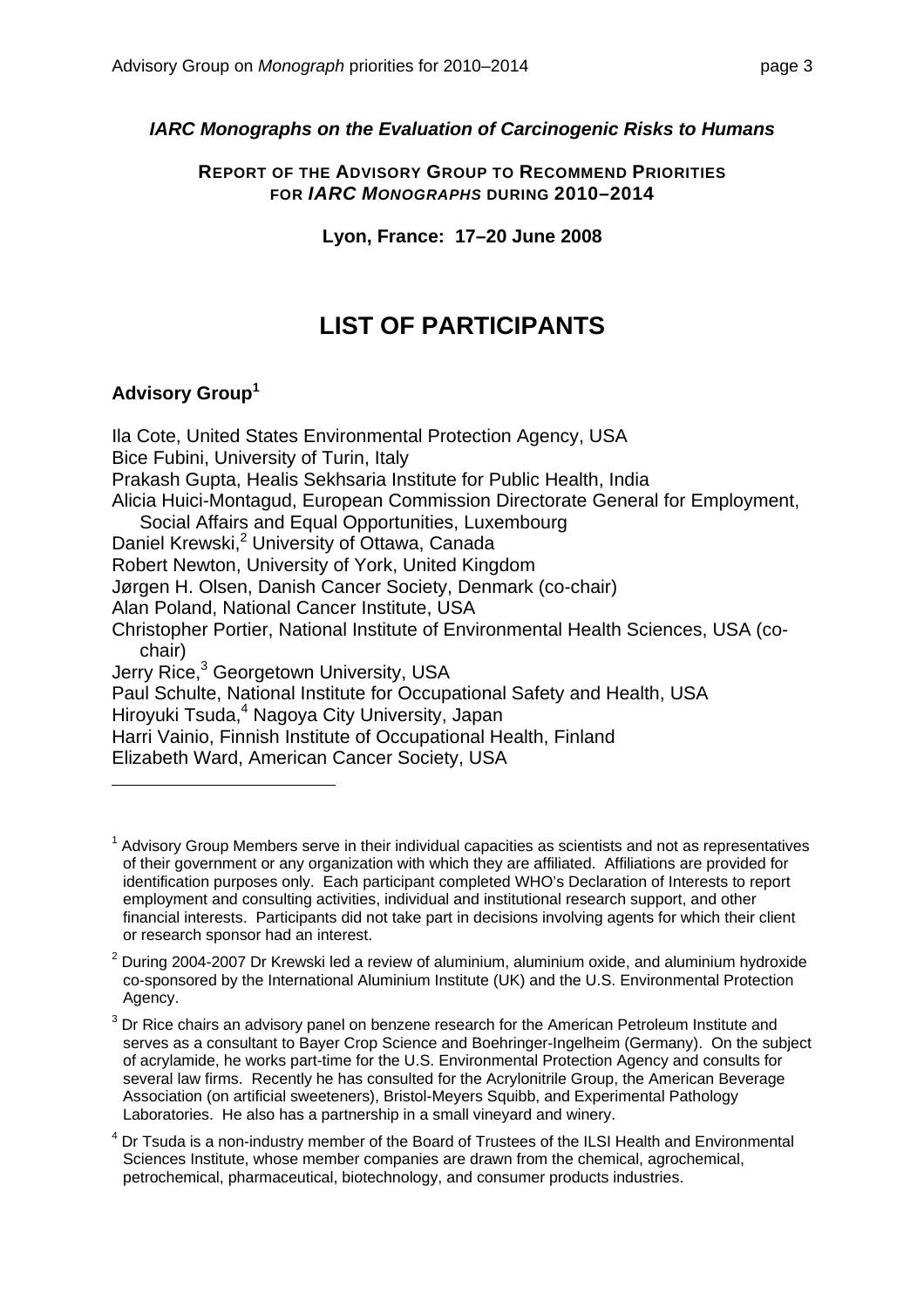***IARC Monographs on the Evaluation of Carcinogenic Risks to Humans***

**REPORT OF THE ADVISORY GROUP TO RECOMMEND PRIORITIES FOR *IARC MONOGRAPHS* DURING 2010–2014**

**Lyon, France: 17–20 June 2008**

# LIST OF PARTICIPANTS

## Advisory Group[1]

Ila Cote, United States Environmental Protection Agency, USA
Bice Fubini, University of Turin, Italy
Prakash Gupta, Healis Sekhsaria Institute for Public Health, India
Alicia Huici-Montagud, European Commission Directorate General for Employment, Social Affairs and Equal Opportunities, Luxembourg
Daniel Krewski,[2] University of Ottawa, Canada
Robert Newton, University of York, United Kingdom
Jørgen H. Olsen, Danish Cancer Society, Denmark (co-chair)
Alan Poland, National Cancer Institute, USA
Christopher Portier, National Institute of Environmental Health Sciences, USA (co-chair)
Jerry Rice,[3] Georgetown University, USA
Paul Schulte, National Institute for Occupational Safety and Health, USA
Hiroyuki Tsuda,[4] Nagoya City University, Japan
Harri Vainio, Finnish Institute of Occupational Health, Finland
Elizabeth Ward, American Cancer Society, USA

---

[1] Advisory Group Members serve in their individual capacities as scientists and not as representatives of their government or any organization with which they are affiliated. Affiliations are provided for identification purposes only. Each participant completed WHO's Declaration of Interests to report employment and consulting activities, individual and institutional research support, and other financial interests. Participants did not take part in decisions involving agents for which their client or research sponsor had an interest.

[2] During 2004-2007 Dr Krewski led a review of aluminium, aluminium oxide, and aluminium hydroxide co-sponsored by the International Aluminium Institute (UK) and the U.S. Environmental Protection Agency.

[3] Dr Rice chairs an advisory panel on benzene research for the American Petroleum Institute and serves as a consultant to Bayer Crop Science and Boehringer-Ingelheim (Germany). On the subject of acrylamide, he works part-time for the U.S. Environmental Protection Agency and consults for several law firms. Recently he has consulted for the Acrylonitrile Group, the American Beverage Association (on artificial sweeteners), Bristol-Meyers Squibb, and Experimental Pathology Laboratories. He also has a partnership in a small vineyard and winery.

[4] Dr Tsuda is a non-industry member of the Board of Trustees of the ILSI Health and Environmental Sciences Institute, whose member companies are drawn from the chemical, agrochemical, petrochemical, pharmaceutical, biotechnology, and consumer products industries.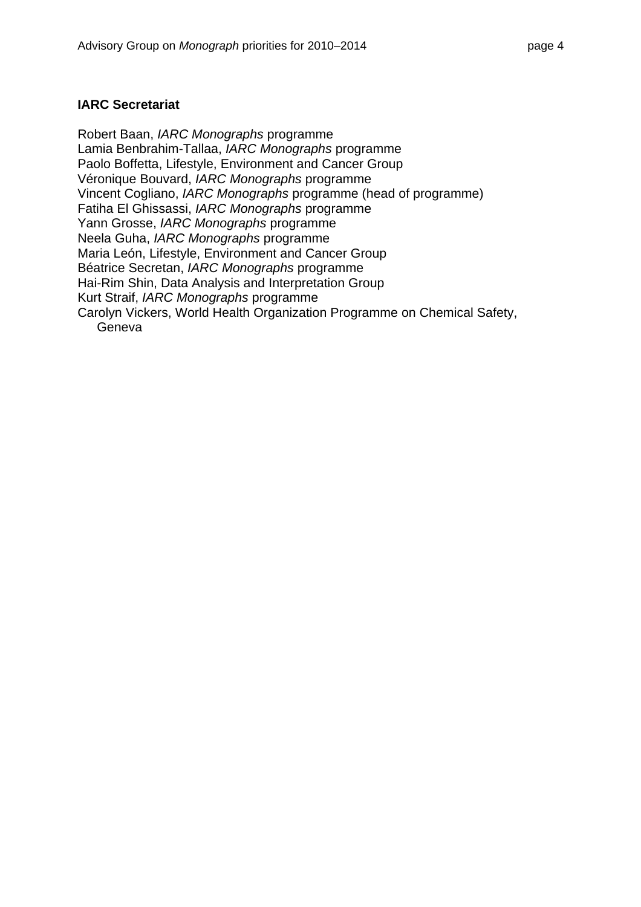**IARC Secretariat**

Robert Baan, *IARC Monographs* programme
Lamia Benbrahim-Tallaa, *IARC Monographs* programme
Paolo Boffetta, Lifestyle, Environment and Cancer Group
Véronique Bouvard, *IARC Monographs* programme
Vincent Cogliano, *IARC Monographs* programme (head of programme)
Fatiha El Ghissassi, *IARC Monographs* programme
Yann Grosse, *IARC Monographs* programme
Neela Guha, *IARC Monographs* programme
Maria León, Lifestyle, Environment and Cancer Group
Béatrice Secretan, *IARC Monographs* programme
Hai-Rim Shin, Data Analysis and Interpretation Group
Kurt Straif, *IARC Monographs* programme
Carolyn Vickers, World Health Organization Programme on Chemical Safety, Geneva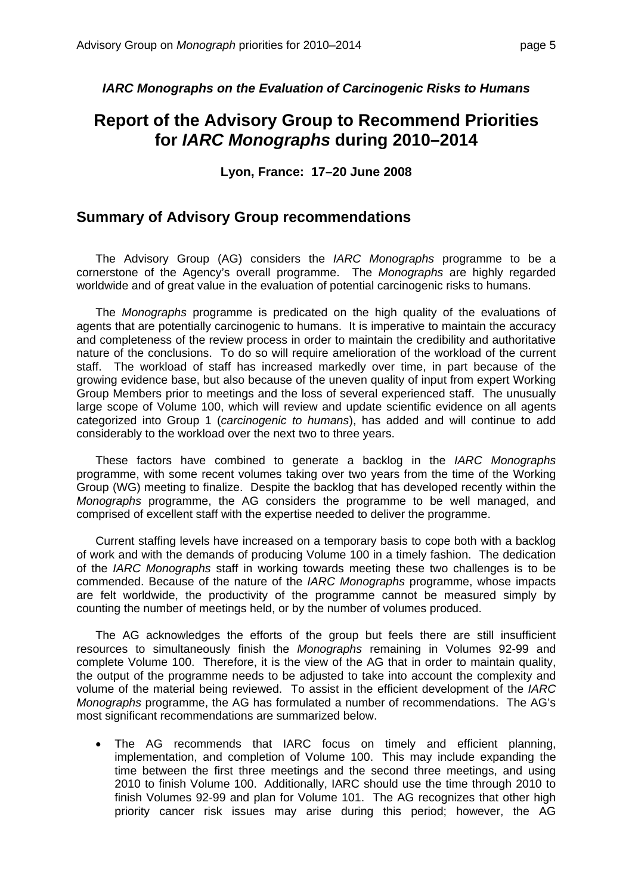***IARC Monographs on the Evaluation of Carcinogenic Risks to Humans***

# Report of the Advisory Group to Recommend Priorities for *IARC Monographs* during 2010–2014

**Lyon, France: 17–20 June 2008**

## Summary of Advisory Group recommendations

The Advisory Group (AG) considers the *IARC Monographs* programme to be a cornerstone of the Agency's overall programme. The *Monographs* are highly regarded worldwide and of great value in the evaluation of potential carcinogenic risks to humans.

The *Monographs* programme is predicated on the high quality of the evaluations of agents that are potentially carcinogenic to humans. It is imperative to maintain the accuracy and completeness of the review process in order to maintain the credibility and authoritative nature of the conclusions. To do so will require amelioration of the workload of the current staff. The workload of staff has increased markedly over time, in part because of the growing evidence base, but also because of the uneven quality of input from expert Working Group Members prior to meetings and the loss of several experienced staff. The unusually large scope of Volume 100, which will review and update scientific evidence on all agents categorized into Group 1 (*carcinogenic to humans*), has added and will continue to add considerably to the workload over the next two to three years.

These factors have combined to generate a backlog in the *IARC Monographs* programme, with some recent volumes taking over two years from the time of the Working Group (WG) meeting to finalize. Despite the backlog that has developed recently within the *Monographs* programme, the AG considers the programme to be well managed, and comprised of excellent staff with the expertise needed to deliver the programme.

Current staffing levels have increased on a temporary basis to cope both with a backlog of work and with the demands of producing Volume 100 in a timely fashion. The dedication of the *IARC Monographs* staff in working towards meeting these two challenges is to be commended. Because of the nature of the *IARC Monographs* programme, whose impacts are felt worldwide, the productivity of the programme cannot be measured simply by counting the number of meetings held, or by the number of volumes produced.

The AG acknowledges the efforts of the group but feels there are still insufficient resources to simultaneously finish the *Monographs* remaining in Volumes 92-99 and complete Volume 100. Therefore, it is the view of the AG that in order to maintain quality, the output of the programme needs to be adjusted to take into account the complexity and volume of the material being reviewed. To assist in the efficient development of the *IARC Monographs* programme, the AG has formulated a number of recommendations. The AG's most significant recommendations are summarized below.

- The AG recommends that IARC focus on timely and efficient planning, implementation, and completion of Volume 100. This may include expanding the time between the first three meetings and the second three meetings, and using 2010 to finish Volume 100. Additionally, IARC should use the time through 2010 to finish Volumes 92-99 and plan for Volume 101. The AG recognizes that other high priority cancer risk issues may arise during this period; however, the AG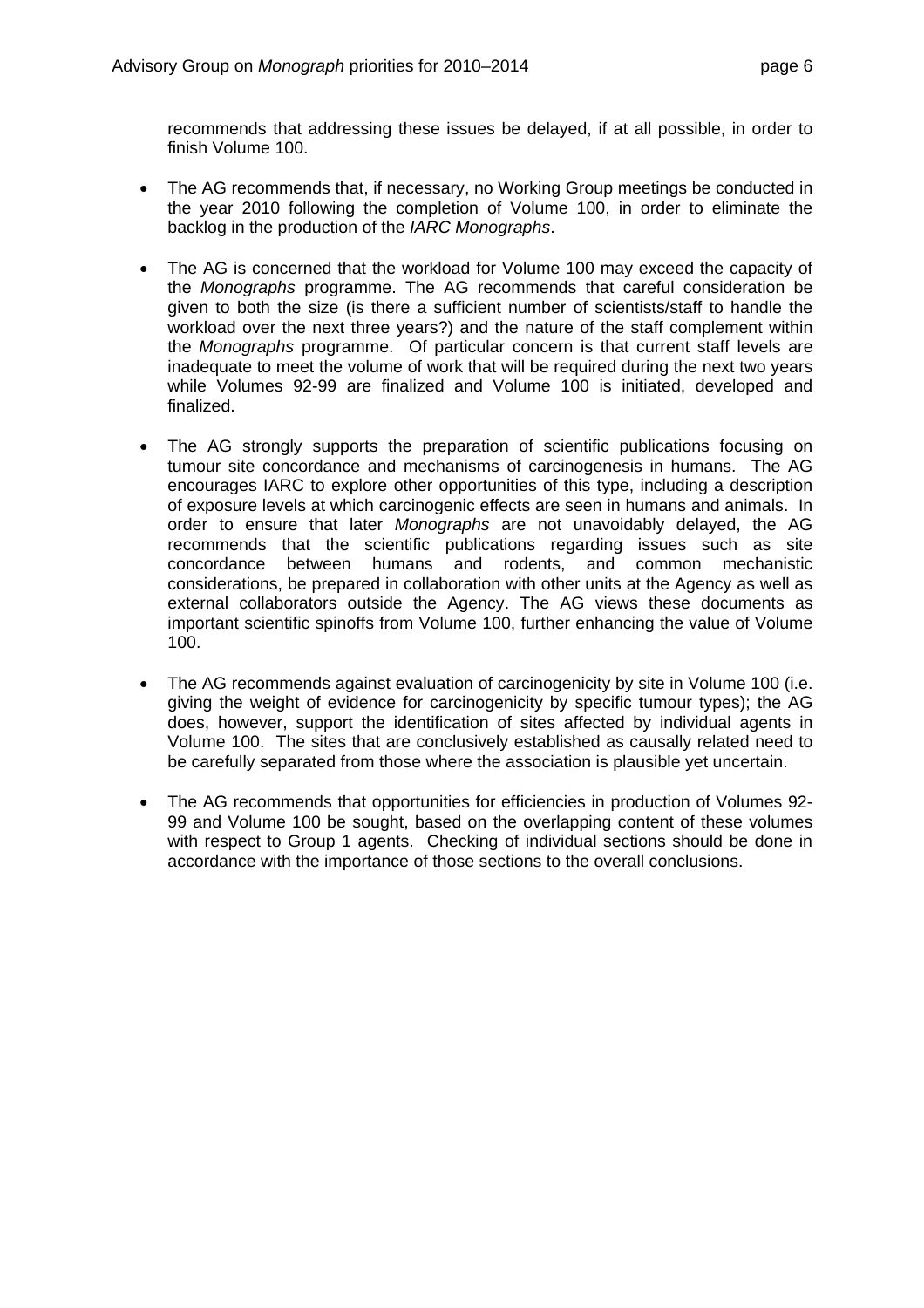recommends that addressing these issues be delayed, if at all possible, in order to finish Volume 100.

- The AG recommends that, if necessary, no Working Group meetings be conducted in the year 2010 following the completion of Volume 100, in order to eliminate the backlog in the production of the *IARC Monographs*.

- The AG is concerned that the workload for Volume 100 may exceed the capacity of the *Monographs* programme. The AG recommends that careful consideration be given to both the size (is there a sufficient number of scientists/staff to handle the workload over the next three years?) and the nature of the staff complement within the *Monographs* programme. Of particular concern is that current staff levels are inadequate to meet the volume of work that will be required during the next two years while Volumes 92-99 are finalized and Volume 100 is initiated, developed and finalized.

- The AG strongly supports the preparation of scientific publications focusing on tumour site concordance and mechanisms of carcinogenesis in humans. The AG encourages IARC to explore other opportunities of this type, including a description of exposure levels at which carcinogenic effects are seen in humans and animals. In order to ensure that later *Monographs* are not unavoidably delayed, the AG recommends that the scientific publications regarding issues such as site concordance between humans and rodents, and common mechanistic considerations, be prepared in collaboration with other units at the Agency as well as external collaborators outside the Agency. The AG views these documents as important scientific spinoffs from Volume 100, further enhancing the value of Volume 100.

- The AG recommends against evaluation of carcinogenicity by site in Volume 100 (i.e. giving the weight of evidence for carcinogenicity by specific tumour types); the AG does, however, support the identification of sites affected by individual agents in Volume 100. The sites that are conclusively established as causally related need to be carefully separated from those where the association is plausible yet uncertain.

- The AG recommends that opportunities for efficiencies in production of Volumes 92-99 and Volume 100 be sought, based on the overlapping content of these volumes with respect to Group 1 agents. Checking of individual sections should be done in accordance with the importance of those sections to the overall conclusions.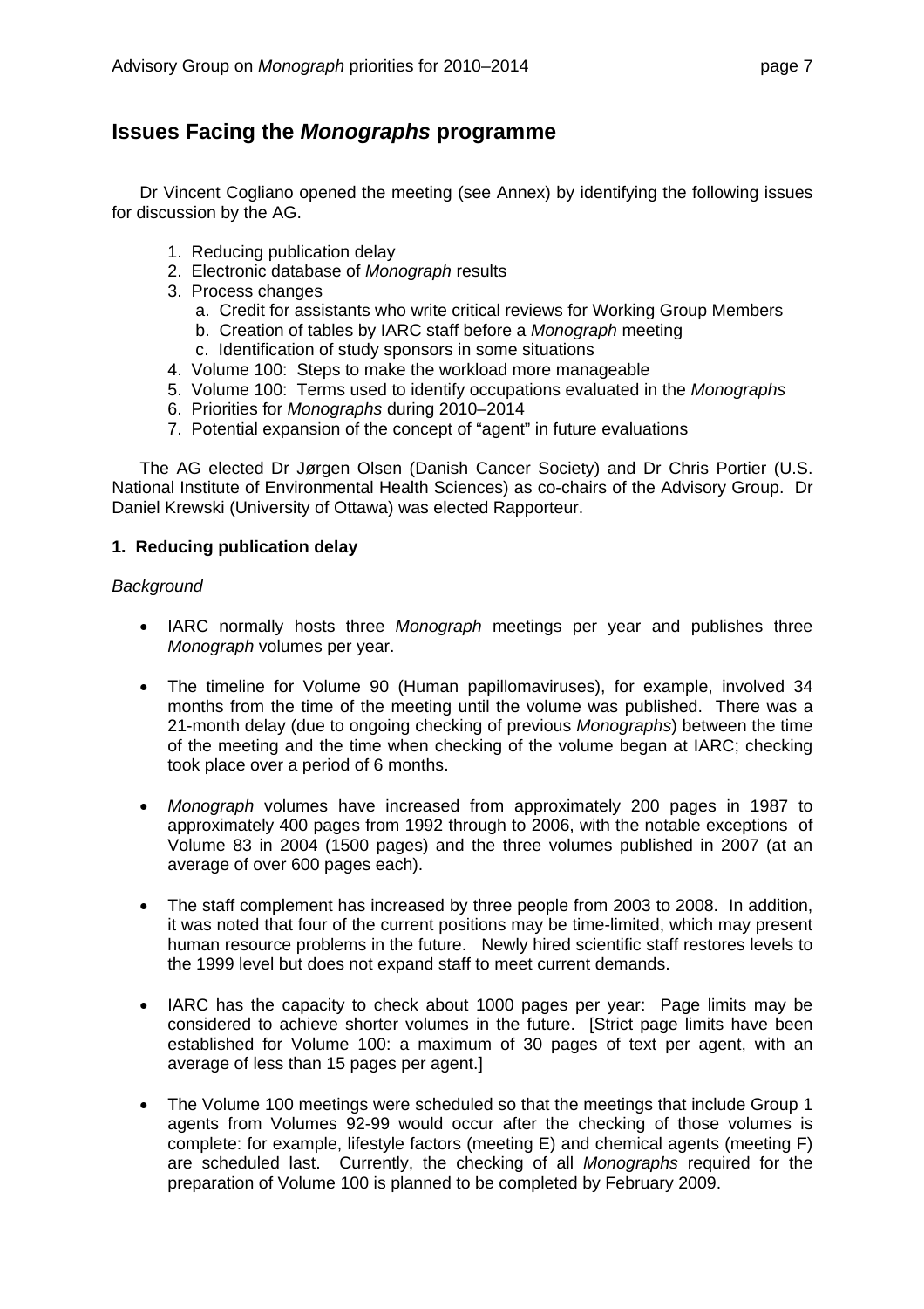## Issues Facing the *Monographs* programme

Dr Vincent Cogliano opened the meeting (see Annex) by identifying the following issues for discussion by the AG.

1. Reducing publication delay
2. Electronic database of *Monograph* results
3. Process changes
   a. Credit for assistants who write critical reviews for Working Group Members
   b. Creation of tables by IARC staff before a *Monograph* meeting
   c. Identification of study sponsors in some situations
4. Volume 100: Steps to make the workload more manageable
5. Volume 100: Terms used to identify occupations evaluated in the *Monographs*
6. Priorities for *Monographs* during 2010–2014
7. Potential expansion of the concept of "agent" in future evaluations

The AG elected Dr Jørgen Olsen (Danish Cancer Society) and Dr Chris Portier (U.S. National Institute of Environmental Health Sciences) as co-chairs of the Advisory Group. Dr Daniel Krewski (University of Ottawa) was elected Rapporteur.

**1. Reducing publication delay**

*Background*

- IARC normally hosts three *Monograph* meetings per year and publishes three *Monograph* volumes per year.

- The timeline for Volume 90 (Human papillomaviruses), for example, involved 34 months from the time of the meeting until the volume was published. There was a 21-month delay (due to ongoing checking of previous *Monographs*) between the time of the meeting and the time when checking of the volume began at IARC; checking took place over a period of 6 months.

- *Monograph* volumes have increased from approximately 200 pages in 1987 to approximately 400 pages from 1992 through to 2006, with the notable exceptions of Volume 83 in 2004 (1500 pages) and the three volumes published in 2007 (at an average of over 600 pages each).

- The staff complement has increased by three people from 2003 to 2008. In addition, it was noted that four of the current positions may be time-limited, which may present human resource problems in the future. Newly hired scientific staff restores levels to the 1999 level but does not expand staff to meet current demands.

- IARC has the capacity to check about 1000 pages per year: Page limits may be considered to achieve shorter volumes in the future. [Strict page limits have been established for Volume 100: a maximum of 30 pages of text per agent, with an average of less than 15 pages per agent.]

- The Volume 100 meetings were scheduled so that the meetings that include Group 1 agents from Volumes 92-99 would occur after the checking of those volumes is complete: for example, lifestyle factors (meeting E) and chemical agents (meeting F) are scheduled last. Currently, the checking of all *Monographs* required for the preparation of Volume 100 is planned to be completed by February 2009.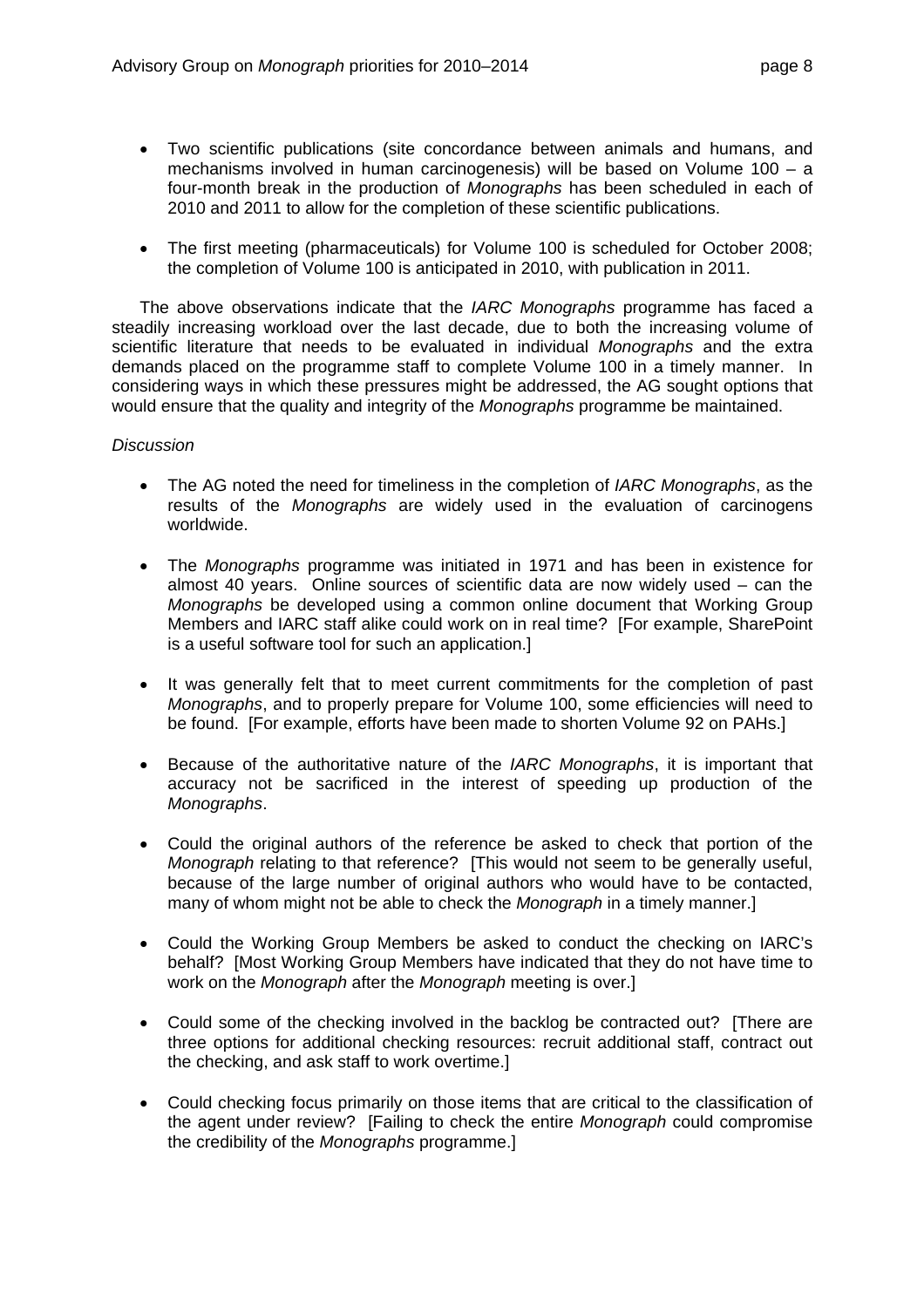- Two scientific publications (site concordance between animals and humans, and mechanisms involved in human carcinogenesis) will be based on Volume 100 – a four-month break in the production of *Monographs* has been scheduled in each of 2010 and 2011 to allow for the completion of these scientific publications.

- The first meeting (pharmaceuticals) for Volume 100 is scheduled for October 2008; the completion of Volume 100 is anticipated in 2010, with publication in 2011.

The above observations indicate that the *IARC Monographs* programme has faced a steadily increasing workload over the last decade, due to both the increasing volume of scientific literature that needs to be evaluated in individual *Monographs* and the extra demands placed on the programme staff to complete Volume 100 in a timely manner. In considering ways in which these pressures might be addressed, the AG sought options that would ensure that the quality and integrity of the *Monographs* programme be maintained.

*Discussion*

- The AG noted the need for timeliness in the completion of *IARC Monographs*, as the results of the *Monographs* are widely used in the evaluation of carcinogens worldwide.

- The *Monographs* programme was initiated in 1971 and has been in existence for almost 40 years. Online sources of scientific data are now widely used – can the *Monographs* be developed using a common online document that Working Group Members and IARC staff alike could work on in real time? [For example, SharePoint is a useful software tool for such an application.]

- It was generally felt that to meet current commitments for the completion of past *Monographs*, and to properly prepare for Volume 100, some efficiencies will need to be found. [For example, efforts have been made to shorten Volume 92 on PAHs.]

- Because of the authoritative nature of the *IARC Monographs*, it is important that accuracy not be sacrificed in the interest of speeding up production of the *Monographs*.

- Could the original authors of the reference be asked to check that portion of the *Monograph* relating to that reference? [This would not seem to be generally useful, because of the large number of original authors who would have to be contacted, many of whom might not be able to check the *Monograph* in a timely manner.]

- Could the Working Group Members be asked to conduct the checking on IARC's behalf? [Most Working Group Members have indicated that they do not have time to work on the *Monograph* after the *Monograph* meeting is over.]

- Could some of the checking involved in the backlog be contracted out? [There are three options for additional checking resources: recruit additional staff, contract out the checking, and ask staff to work overtime.]

- Could checking focus primarily on those items that are critical to the classification of the agent under review? [Failing to check the entire *Monograph* could compromise the credibility of the *Monographs* programme.]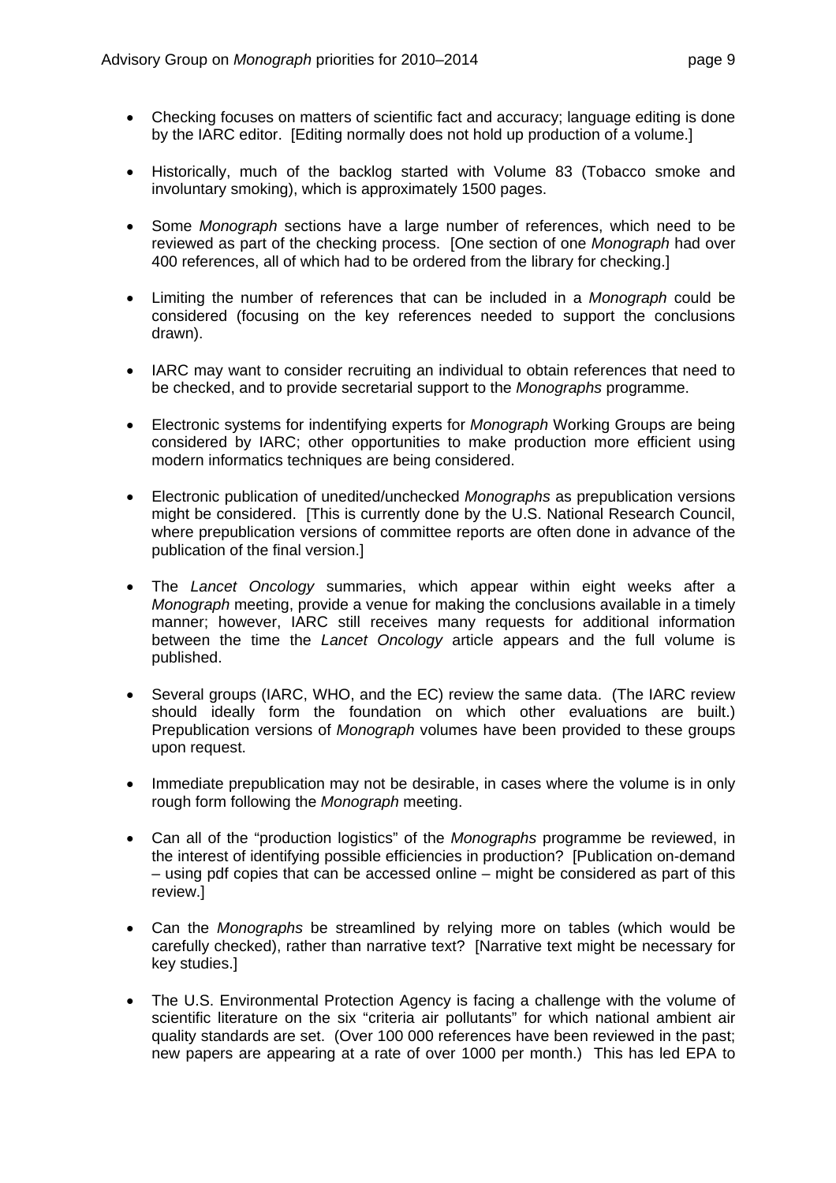- Checking focuses on matters of scientific fact and accuracy; language editing is done by the IARC editor. [Editing normally does not hold up production of a volume.]

- Historically, much of the backlog started with Volume 83 (Tobacco smoke and involuntary smoking), which is approximately 1500 pages.

- Some *Monograph* sections have a large number of references, which need to be reviewed as part of the checking process. [One section of one *Monograph* had over 400 references, all of which had to be ordered from the library for checking.]

- Limiting the number of references that can be included in a *Monograph* could be considered (focusing on the key references needed to support the conclusions drawn).

- IARC may want to consider recruiting an individual to obtain references that need to be checked, and to provide secretarial support to the *Monographs* programme.

- Electronic systems for indentifying experts for *Monograph* Working Groups are being considered by IARC; other opportunities to make production more efficient using modern informatics techniques are being considered.

- Electronic publication of unedited/unchecked *Monographs* as prepublication versions might be considered. [This is currently done by the U.S. National Research Council, where prepublication versions of committee reports are often done in advance of the publication of the final version.]

- The *Lancet Oncology* summaries, which appear within eight weeks after a *Monograph* meeting, provide a venue for making the conclusions available in a timely manner; however, IARC still receives many requests for additional information between the time the *Lancet Oncology* article appears and the full volume is published.

- Several groups (IARC, WHO, and the EC) review the same data. (The IARC review should ideally form the foundation on which other evaluations are built.) Prepublication versions of *Monograph* volumes have been provided to these groups upon request.

- Immediate prepublication may not be desirable, in cases where the volume is in only rough form following the *Monograph* meeting.

- Can all of the "production logistics" of the *Monographs* programme be reviewed, in the interest of identifying possible efficiencies in production? [Publication on-demand – using pdf copies that can be accessed online – might be considered as part of this review.]

- Can the *Monographs* be streamlined by relying more on tables (which would be carefully checked), rather than narrative text? [Narrative text might be necessary for key studies.]

- The U.S. Environmental Protection Agency is facing a challenge with the volume of scientific literature on the six "criteria air pollutants" for which national ambient air quality standards are set. (Over 100 000 references have been reviewed in the past; new papers are appearing at a rate of over 1000 per month.) This has led EPA to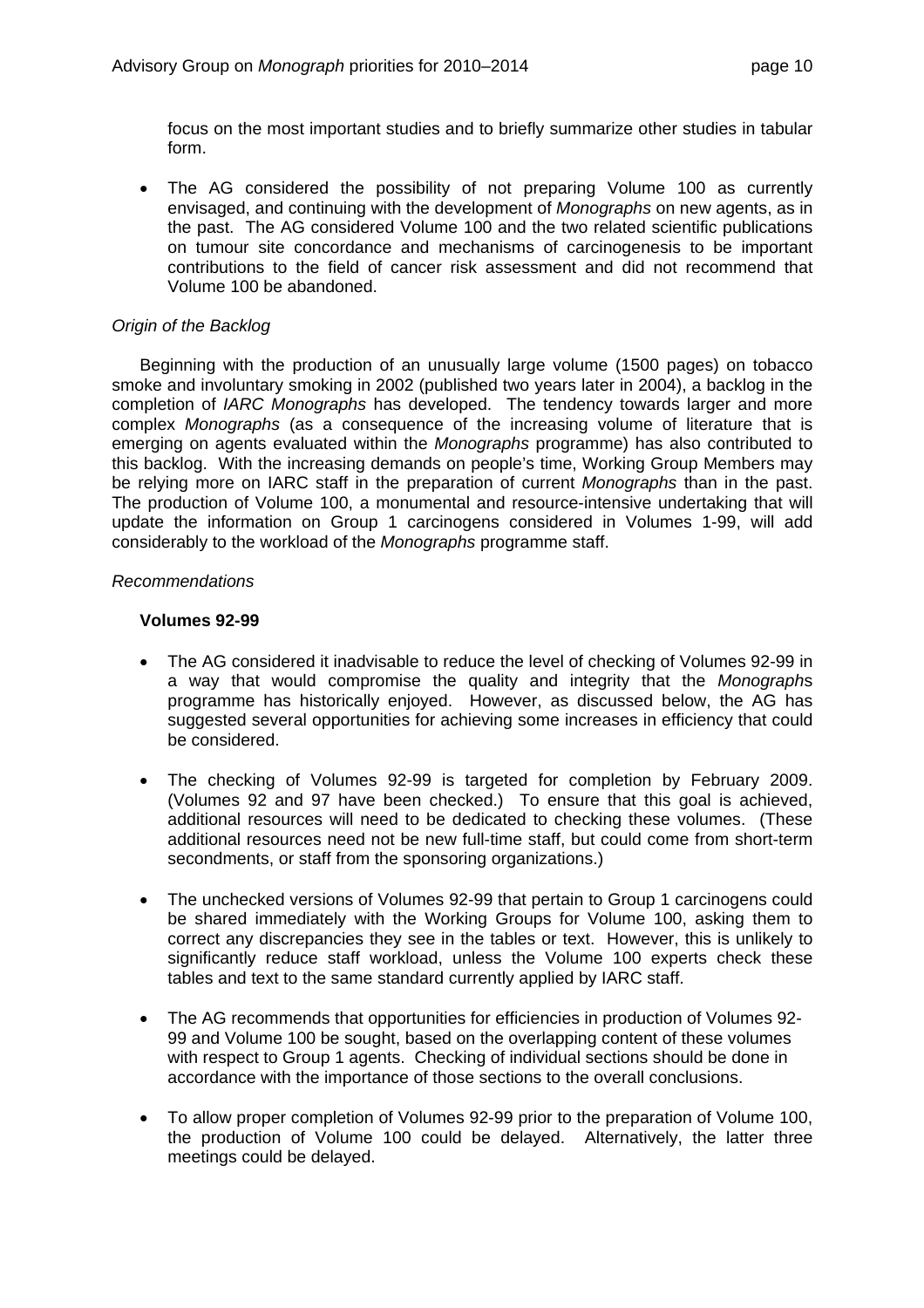focus on the most important studies and to briefly summarize other studies in tabular form.

- The AG considered the possibility of not preparing Volume 100 as currently envisaged, and continuing with the development of *Monographs* on new agents, as in the past. The AG considered Volume 100 and the two related scientific publications on tumour site concordance and mechanisms of carcinogenesis to be important contributions to the field of cancer risk assessment and did not recommend that Volume 100 be abandoned.

*Origin of the Backlog*

Beginning with the production of an unusually large volume (1500 pages) on tobacco smoke and involuntary smoking in 2002 (published two years later in 2004), a backlog in the completion of *IARC Monographs* has developed. The tendency towards larger and more complex *Monographs* (as a consequence of the increasing volume of literature that is emerging on agents evaluated within the *Monographs* programme) has also contributed to this backlog. With the increasing demands on people's time, Working Group Members may be relying more on IARC staff in the preparation of current *Monographs* than in the past. The production of Volume 100, a monumental and resource-intensive undertaking that will update the information on Group 1 carcinogens considered in Volumes 1-99, will add considerably to the workload of the *Monographs* programme staff.

*Recommendations*

**Volumes 92-99**

- The AG considered it inadvisable to reduce the level of checking of Volumes 92-99 in a way that would compromise the quality and integrity that the *Monograph*s programme has historically enjoyed. However, as discussed below, the AG has suggested several opportunities for achieving some increases in efficiency that could be considered.

- The checking of Volumes 92-99 is targeted for completion by February 2009. (Volumes 92 and 97 have been checked.) To ensure that this goal is achieved, additional resources will need to be dedicated to checking these volumes. (These additional resources need not be new full-time staff, but could come from short-term secondments, or staff from the sponsoring organizations.)

- The unchecked versions of Volumes 92-99 that pertain to Group 1 carcinogens could be shared immediately with the Working Groups for Volume 100, asking them to correct any discrepancies they see in the tables or text. However, this is unlikely to significantly reduce staff workload, unless the Volume 100 experts check these tables and text to the same standard currently applied by IARC staff.

- The AG recommends that opportunities for efficiencies in production of Volumes 92-99 and Volume 100 be sought, based on the overlapping content of these volumes with respect to Group 1 agents. Checking of individual sections should be done in accordance with the importance of those sections to the overall conclusions.

- To allow proper completion of Volumes 92-99 prior to the preparation of Volume 100, the production of Volume 100 could be delayed. Alternatively, the latter three meetings could be delayed.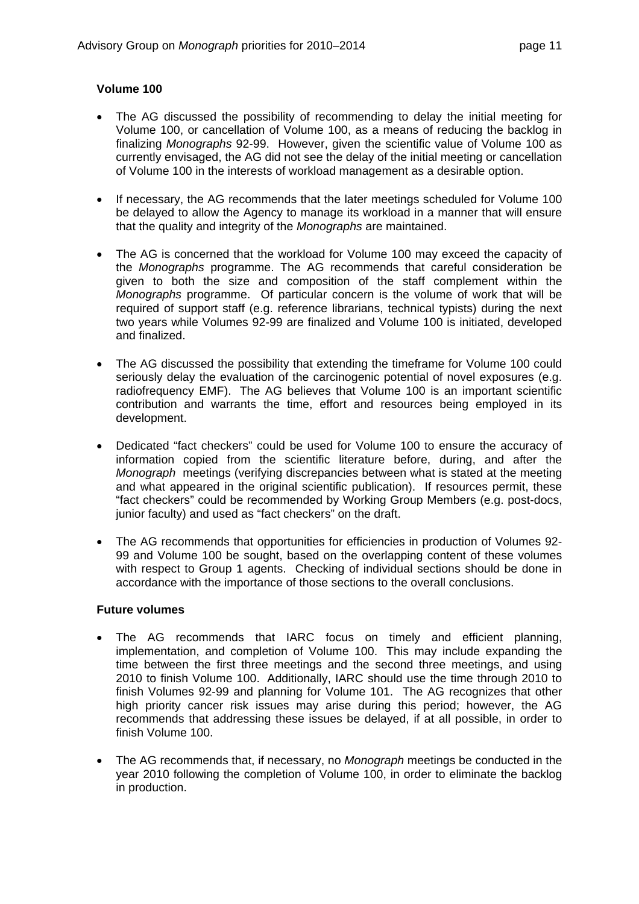**Volume 100**

- The AG discussed the possibility of recommending to delay the initial meeting for Volume 100, or cancellation of Volume 100, as a means of reducing the backlog in finalizing *Monographs* 92-99. However, given the scientific value of Volume 100 as currently envisaged, the AG did not see the delay of the initial meeting or cancellation of Volume 100 in the interests of workload management as a desirable option.

- If necessary, the AG recommends that the later meetings scheduled for Volume 100 be delayed to allow the Agency to manage its workload in a manner that will ensure that the quality and integrity of the *Monographs* are maintained.

- The AG is concerned that the workload for Volume 100 may exceed the capacity of the *Monographs* programme. The AG recommends that careful consideration be given to both the size and composition of the staff complement within the *Monographs* programme. Of particular concern is the volume of work that will be required of support staff (e.g. reference librarians, technical typists) during the next two years while Volumes 92-99 are finalized and Volume 100 is initiated, developed and finalized.

- The AG discussed the possibility that extending the timeframe for Volume 100 could seriously delay the evaluation of the carcinogenic potential of novel exposures (e.g. radiofrequency EMF). The AG believes that Volume 100 is an important scientific contribution and warrants the time, effort and resources being employed in its development.

- Dedicated "fact checkers" could be used for Volume 100 to ensure the accuracy of information copied from the scientific literature before, during, and after the *Monograph* meetings (verifying discrepancies between what is stated at the meeting and what appeared in the original scientific publication). If resources permit, these "fact checkers" could be recommended by Working Group Members (e.g. post-docs, junior faculty) and used as "fact checkers" on the draft.

- The AG recommends that opportunities for efficiencies in production of Volumes 92-99 and Volume 100 be sought, based on the overlapping content of these volumes with respect to Group 1 agents. Checking of individual sections should be done in accordance with the importance of those sections to the overall conclusions.

**Future volumes**

- The AG recommends that IARC focus on timely and efficient planning, implementation, and completion of Volume 100. This may include expanding the time between the first three meetings and the second three meetings, and using 2010 to finish Volume 100. Additionally, IARC should use the time through 2010 to finish Volumes 92-99 and planning for Volume 101. The AG recognizes that other high priority cancer risk issues may arise during this period; however, the AG recommends that addressing these issues be delayed, if at all possible, in order to finish Volume 100.

- The AG recommends that, if necessary, no *Monograph* meetings be conducted in the year 2010 following the completion of Volume 100, in order to eliminate the backlog in production.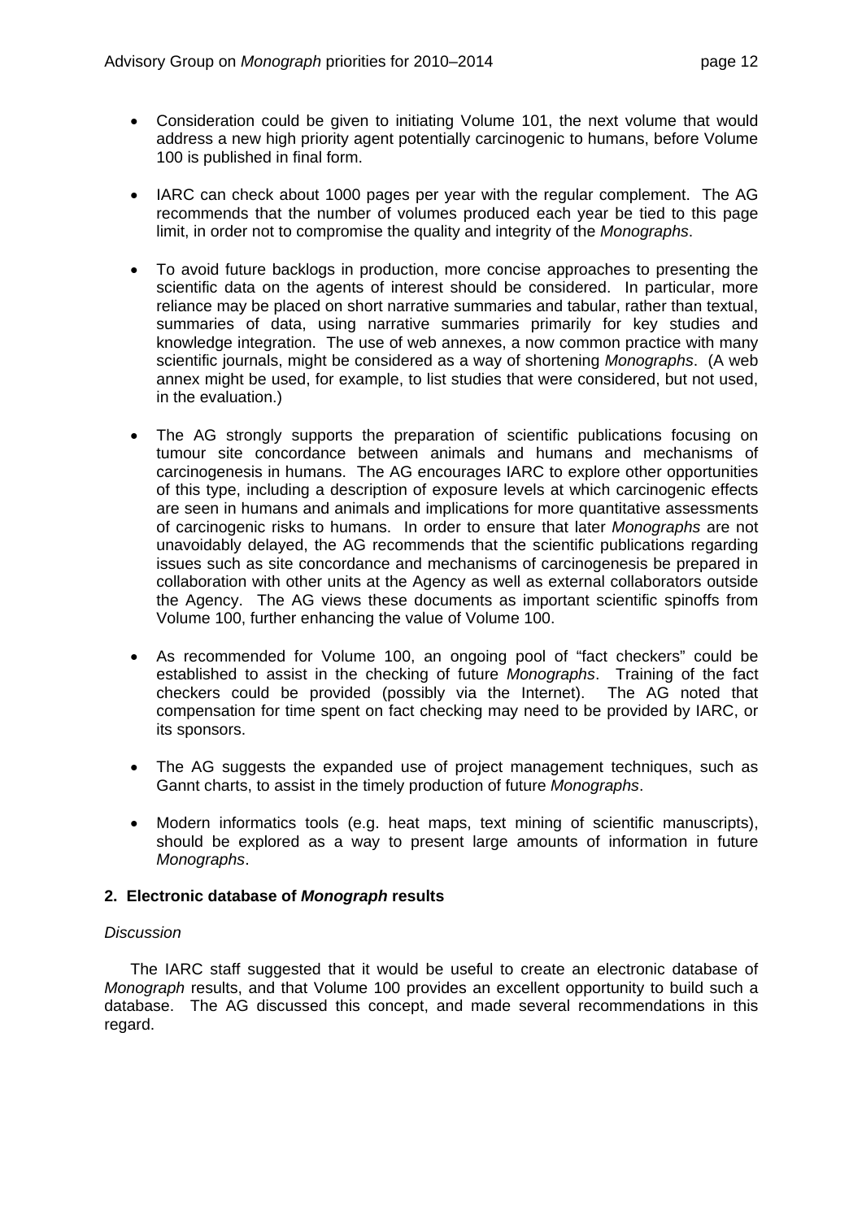- Consideration could be given to initiating Volume 101, the next volume that would address a new high priority agent potentially carcinogenic to humans, before Volume 100 is published in final form.

- IARC can check about 1000 pages per year with the regular complement. The AG recommends that the number of volumes produced each year be tied to this page limit, in order not to compromise the quality and integrity of the *Monographs*.

- To avoid future backlogs in production, more concise approaches to presenting the scientific data on the agents of interest should be considered. In particular, more reliance may be placed on short narrative summaries and tabular, rather than textual, summaries of data, using narrative summaries primarily for key studies and knowledge integration. The use of web annexes, a now common practice with many scientific journals, might be considered as a way of shortening *Monographs*. (A web annex might be used, for example, to list studies that were considered, but not used, in the evaluation.)

- The AG strongly supports the preparation of scientific publications focusing on tumour site concordance between animals and humans and mechanisms of carcinogenesis in humans. The AG encourages IARC to explore other opportunities of this type, including a description of exposure levels at which carcinogenic effects are seen in humans and animals and implications for more quantitative assessments of carcinogenic risks to humans. In order to ensure that later *Monographs* are not unavoidably delayed, the AG recommends that the scientific publications regarding issues such as site concordance and mechanisms of carcinogenesis be prepared in collaboration with other units at the Agency as well as external collaborators outside the Agency. The AG views these documents as important scientific spinoffs from Volume 100, further enhancing the value of Volume 100.

- As recommended for Volume 100, an ongoing pool of "fact checkers" could be established to assist in the checking of future *Monographs*. Training of the fact checkers could be provided (possibly via the Internet). The AG noted that compensation for time spent on fact checking may need to be provided by IARC, or its sponsors.

- The AG suggests the expanded use of project management techniques, such as Gannt charts, to assist in the timely production of future *Monographs*.

- Modern informatics tools (e.g. heat maps, text mining of scientific manuscripts), should be explored as a way to present large amounts of information in future *Monographs*.

## 2. Electronic database of *Monograph* results

*Discussion*

The IARC staff suggested that it would be useful to create an electronic database of *Monograph* results, and that Volume 100 provides an excellent opportunity to build such a database. The AG discussed this concept, and made several recommendations in this regard.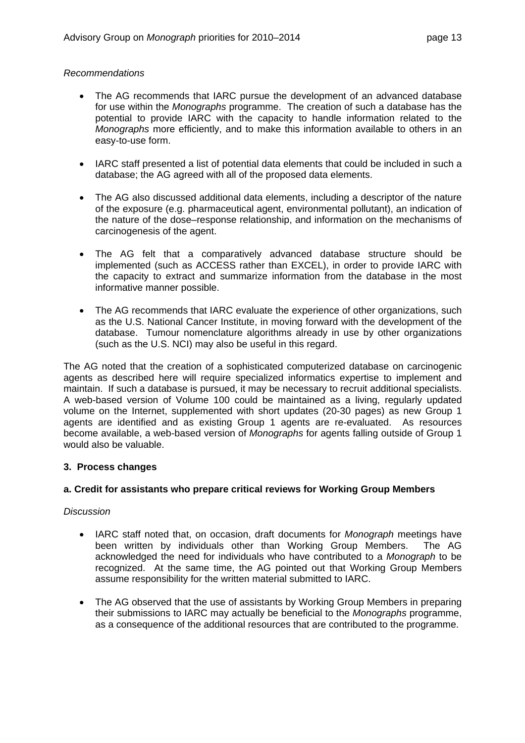*Recommendations*

- The AG recommends that IARC pursue the development of an advanced database for use within the *Monographs* programme. The creation of such a database has the potential to provide IARC with the capacity to handle information related to the *Monographs* more efficiently, and to make this information available to others in an easy-to-use form.

- IARC staff presented a list of potential data elements that could be included in such a database; the AG agreed with all of the proposed data elements.

- The AG also discussed additional data elements, including a descriptor of the nature of the exposure (e.g. pharmaceutical agent, environmental pollutant), an indication of the nature of the dose–response relationship, and information on the mechanisms of carcinogenesis of the agent.

- The AG felt that a comparatively advanced database structure should be implemented (such as ACCESS rather than EXCEL), in order to provide IARC with the capacity to extract and summarize information from the database in the most informative manner possible.

- The AG recommends that IARC evaluate the experience of other organizations, such as the U.S. National Cancer Institute, in moving forward with the development of the database. Tumour nomenclature algorithms already in use by other organizations (such as the U.S. NCI) may also be useful in this regard.

The AG noted that the creation of a sophisticated computerized database on carcinogenic agents as described here will require specialized informatics expertise to implement and maintain. If such a database is pursued, it may be necessary to recruit additional specialists. A web-based version of Volume 100 could be maintained as a living, regularly updated volume on the Internet, supplemented with short updates (20-30 pages) as new Group 1 agents are identified and as existing Group 1 agents are re-evaluated. As resources become available, a web-based version of *Monographs* for agents falling outside of Group 1 would also be valuable.

## 3. Process changes

### a. Credit for assistants who prepare critical reviews for Working Group Members

*Discussion*

- IARC staff noted that, on occasion, draft documents for *Monograph* meetings have been written by individuals other than Working Group Members. The AG acknowledged the need for individuals who have contributed to a *Monograph* to be recognized. At the same time, the AG pointed out that Working Group Members assume responsibility for the written material submitted to IARC.

- The AG observed that the use of assistants by Working Group Members in preparing their submissions to IARC may actually be beneficial to the *Monographs* programme, as a consequence of the additional resources that are contributed to the programme.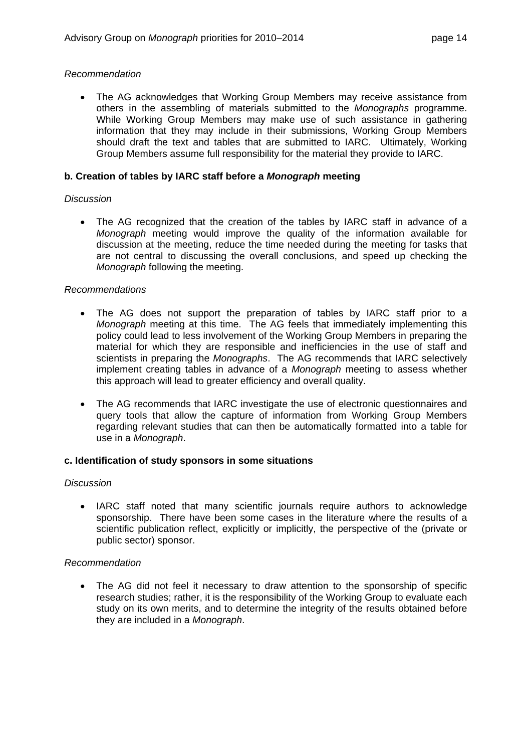*Recommendation*

- The AG acknowledges that Working Group Members may receive assistance from others in the assembling of materials submitted to the *Monographs* programme. While Working Group Members may make use of such assistance in gathering information that they may include in their submissions, Working Group Members should draft the text and tables that are submitted to IARC. Ultimately, Working Group Members assume full responsibility for the material they provide to IARC.

**b. Creation of tables by IARC staff before a *Monograph* meeting**

*Discussion*

- The AG recognized that the creation of the tables by IARC staff in advance of a *Monograph* meeting would improve the quality of the information available for discussion at the meeting, reduce the time needed during the meeting for tasks that are not central to discussing the overall conclusions, and speed up checking the *Monograph* following the meeting.

*Recommendations*

- The AG does not support the preparation of tables by IARC staff prior to a *Monograph* meeting at this time. The AG feels that immediately implementing this policy could lead to less involvement of the Working Group Members in preparing the material for which they are responsible and inefficiencies in the use of staff and scientists in preparing the *Monographs*. The AG recommends that IARC selectively implement creating tables in advance of a *Monograph* meeting to assess whether this approach will lead to greater efficiency and overall quality.

- The AG recommends that IARC investigate the use of electronic questionnaires and query tools that allow the capture of information from Working Group Members regarding relevant studies that can then be automatically formatted into a table for use in a *Monograph*.

**c. Identification of study sponsors in some situations**

*Discussion*

- IARC staff noted that many scientific journals require authors to acknowledge sponsorship. There have been some cases in the literature where the results of a scientific publication reflect, explicitly or implicitly, the perspective of the (private or public sector) sponsor.

*Recommendation*

- The AG did not feel it necessary to draw attention to the sponsorship of specific research studies; rather, it is the responsibility of the Working Group to evaluate each study on its own merits, and to determine the integrity of the results obtained before they are included in a *Monograph*.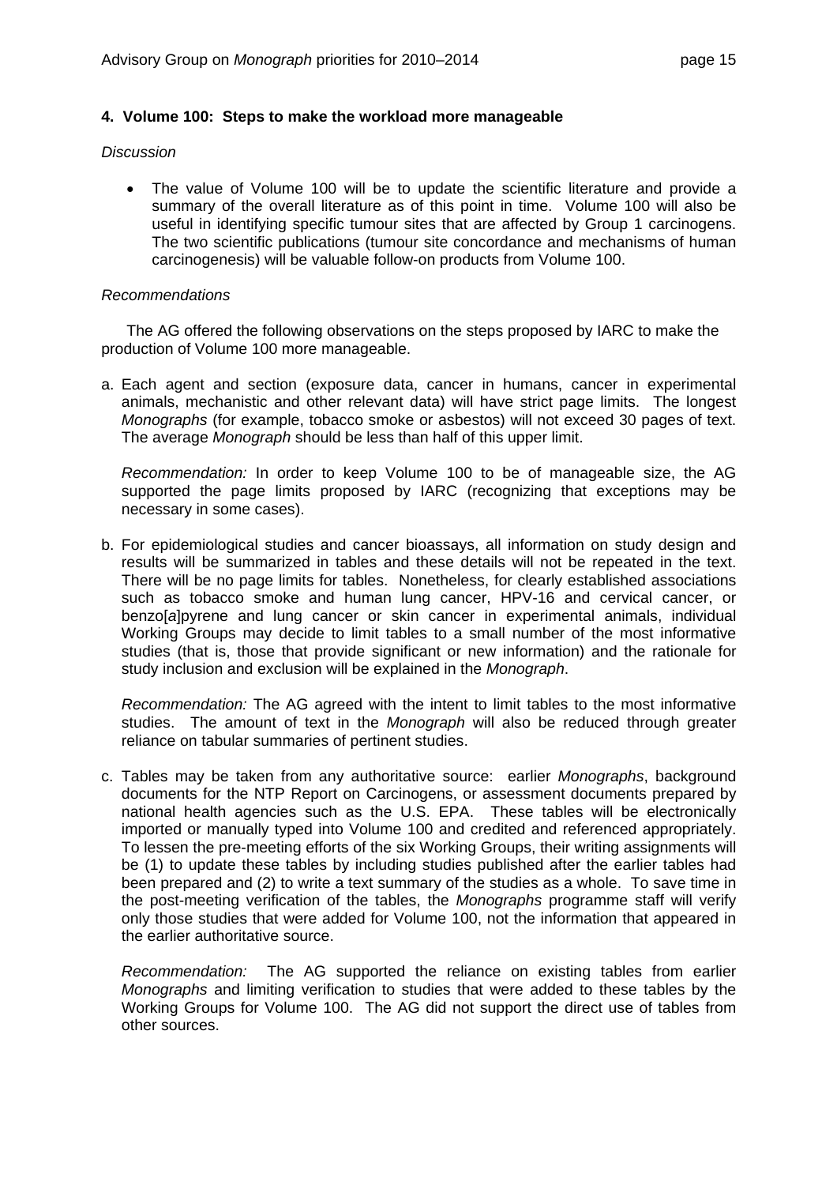#### 4. Volume 100: Steps to make the workload more manageable

*Discussion*

- The value of Volume 100 will be to update the scientific literature and provide a summary of the overall literature as of this point in time. Volume 100 will also be useful in identifying specific tumour sites that are affected by Group 1 carcinogens. The two scientific publications (tumour site concordance and mechanisms of human carcinogenesis) will be valuable follow-on products from Volume 100.

*Recommendations*

The AG offered the following observations on the steps proposed by IARC to make the production of Volume 100 more manageable.

a. Each agent and section (exposure data, cancer in humans, cancer in experimental animals, mechanistic and other relevant data) will have strict page limits. The longest *Monographs* (for example, tobacco smoke or asbestos) will not exceed 30 pages of text. The average *Monograph* should be less than half of this upper limit.

   *Recommendation:* In order to keep Volume 100 to be of manageable size, the AG supported the page limits proposed by IARC (recognizing that exceptions may be necessary in some cases).

b. For epidemiological studies and cancer bioassays, all information on study design and results will be summarized in tables and these details will not be repeated in the text. There will be no page limits for tables. Nonetheless, for clearly established associations such as tobacco smoke and human lung cancer, HPV-16 and cervical cancer, or benzo[*a*]pyrene and lung cancer or skin cancer in experimental animals, individual Working Groups may decide to limit tables to a small number of the most informative studies (that is, those that provide significant or new information) and the rationale for study inclusion and exclusion will be explained in the *Monograph*.

   *Recommendation:* The AG agreed with the intent to limit tables to the most informative studies. The amount of text in the *Monograph* will also be reduced through greater reliance on tabular summaries of pertinent studies.

c. Tables may be taken from any authoritative source: earlier *Monographs*, background documents for the NTP Report on Carcinogens, or assessment documents prepared by national health agencies such as the U.S. EPA. These tables will be electronically imported or manually typed into Volume 100 and credited and referenced appropriately. To lessen the pre-meeting efforts of the six Working Groups, their writing assignments will be (1) to update these tables by including studies published after the earlier tables had been prepared and (2) to write a text summary of the studies as a whole. To save time in the post-meeting verification of the tables, the *Monographs* programme staff will verify only those studies that were added for Volume 100, not the information that appeared in the earlier authoritative source.

   *Recommendation:* The AG supported the reliance on existing tables from earlier *Monographs* and limiting verification to studies that were added to these tables by the Working Groups for Volume 100. The AG did not support the direct use of tables from other sources.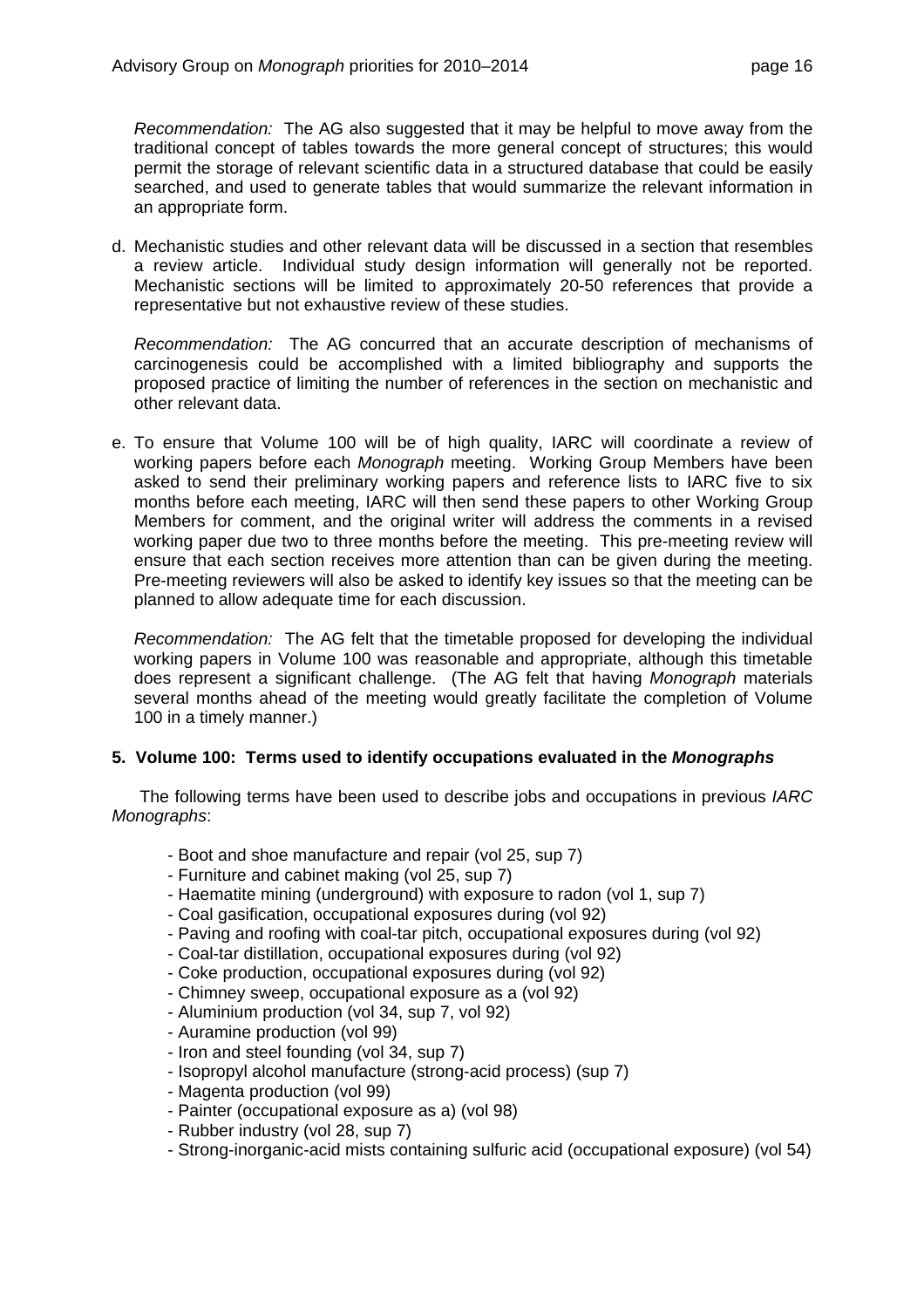*Recommendation:* The AG also suggested that it may be helpful to move away from the traditional concept of tables towards the more general concept of structures; this would permit the storage of relevant scientific data in a structured database that could be easily searched, and used to generate tables that would summarize the relevant information in an appropriate form.

d. Mechanistic studies and other relevant data will be discussed in a section that resembles a review article. Individual study design information will generally not be reported. Mechanistic sections will be limited to approximately 20-50 references that provide a representative but not exhaustive review of these studies.

   *Recommendation:* The AG concurred that an accurate description of mechanisms of carcinogenesis could be accomplished with a limited bibliography and supports the proposed practice of limiting the number of references in the section on mechanistic and other relevant data.

e. To ensure that Volume 100 will be of high quality, IARC will coordinate a review of working papers before each *Monograph* meeting. Working Group Members have been asked to send their preliminary working papers and reference lists to IARC five to six months before each meeting, IARC will then send these papers to other Working Group Members for comment, and the original writer will address the comments in a revised working paper due two to three months before the meeting. This pre-meeting review will ensure that each section receives more attention than can be given during the meeting. Pre-meeting reviewers will also be asked to identify key issues so that the meeting can be planned to allow adequate time for each discussion.

   *Recommendation:* The AG felt that the timetable proposed for developing the individual working papers in Volume 100 was reasonable and appropriate, although this timetable does represent a significant challenge. (The AG felt that having *Monograph* materials several months ahead of the meeting would greatly facilitate the completion of Volume 100 in a timely manner.)

### 5. Volume 100: Terms used to identify occupations evaluated in the *Monographs*

The following terms have been used to describe jobs and occupations in previous *IARC Monographs*:

- Boot and shoe manufacture and repair (vol 25, sup 7)
- Furniture and cabinet making (vol 25, sup 7)
- Haematite mining (underground) with exposure to radon (vol 1, sup 7)
- Coal gasification, occupational exposures during (vol 92)
- Paving and roofing with coal-tar pitch, occupational exposures during (vol 92)
- Coal-tar distillation, occupational exposures during (vol 92)
- Coke production, occupational exposures during (vol 92)
- Chimney sweep, occupational exposure as a (vol 92)
- Aluminium production (vol 34, sup 7, vol 92)
- Auramine production (vol 99)
- Iron and steel founding (vol 34, sup 7)
- Isopropyl alcohol manufacture (strong-acid process) (sup 7)
- Magenta production (vol 99)
- Painter (occupational exposure as a) (vol 98)
- Rubber industry (vol 28, sup 7)
- Strong-inorganic-acid mists containing sulfuric acid (occupational exposure) (vol 54)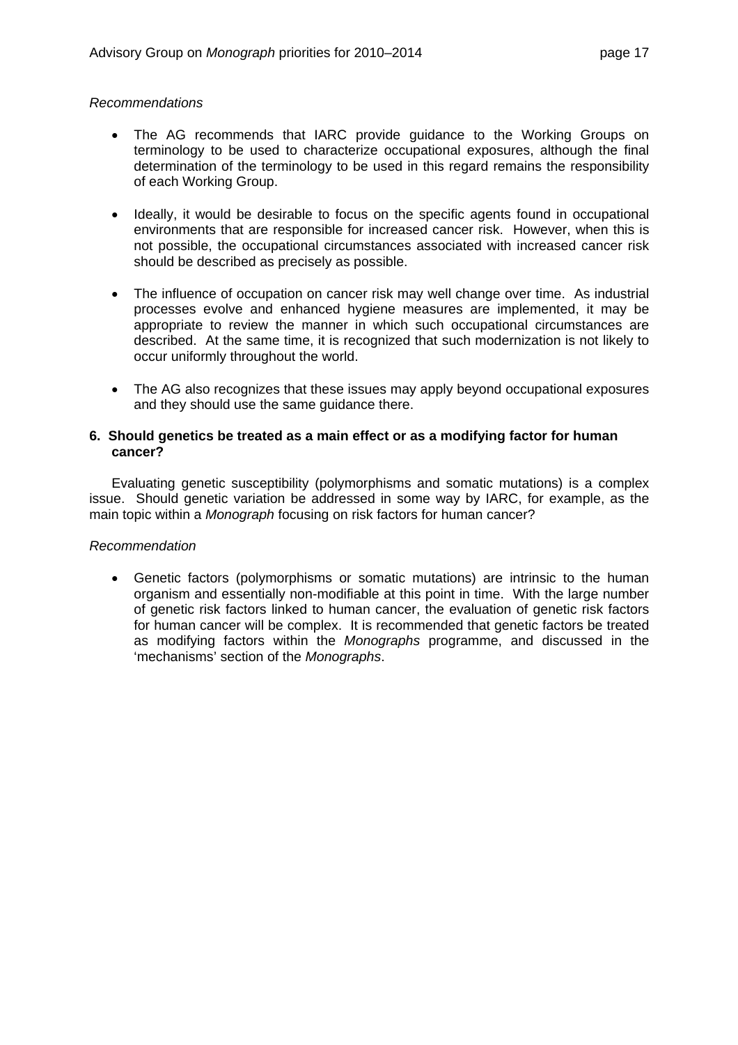*Recommendations*

- The AG recommends that IARC provide guidance to the Working Groups on terminology to be used to characterize occupational exposures, although the final determination of the terminology to be used in this regard remains the responsibility of each Working Group.

- Ideally, it would be desirable to focus on the specific agents found in occupational environments that are responsible for increased cancer risk. However, when this is not possible, the occupational circumstances associated with increased cancer risk should be described as precisely as possible.

- The influence of occupation on cancer risk may well change over time. As industrial processes evolve and enhanced hygiene measures are implemented, it may be appropriate to review the manner in which such occupational circumstances are described. At the same time, it is recognized that such modernization is not likely to occur uniformly throughout the world.

- The AG also recognizes that these issues may apply beyond occupational exposures and they should use the same guidance there.

**6. Should genetics be treated as a main effect or as a modifying factor for human cancer?**

Evaluating genetic susceptibility (polymorphisms and somatic mutations) is a complex issue. Should genetic variation be addressed in some way by IARC, for example, as the main topic within a *Monograph* focusing on risk factors for human cancer?

*Recommendation*

- Genetic factors (polymorphisms or somatic mutations) are intrinsic to the human organism and essentially non-modifiable at this point in time. With the large number of genetic risk factors linked to human cancer, the evaluation of genetic risk factors for human cancer will be complex. It is recommended that genetic factors be treated as modifying factors within the *Monographs* programme, and discussed in the 'mechanisms' section of the *Monographs*.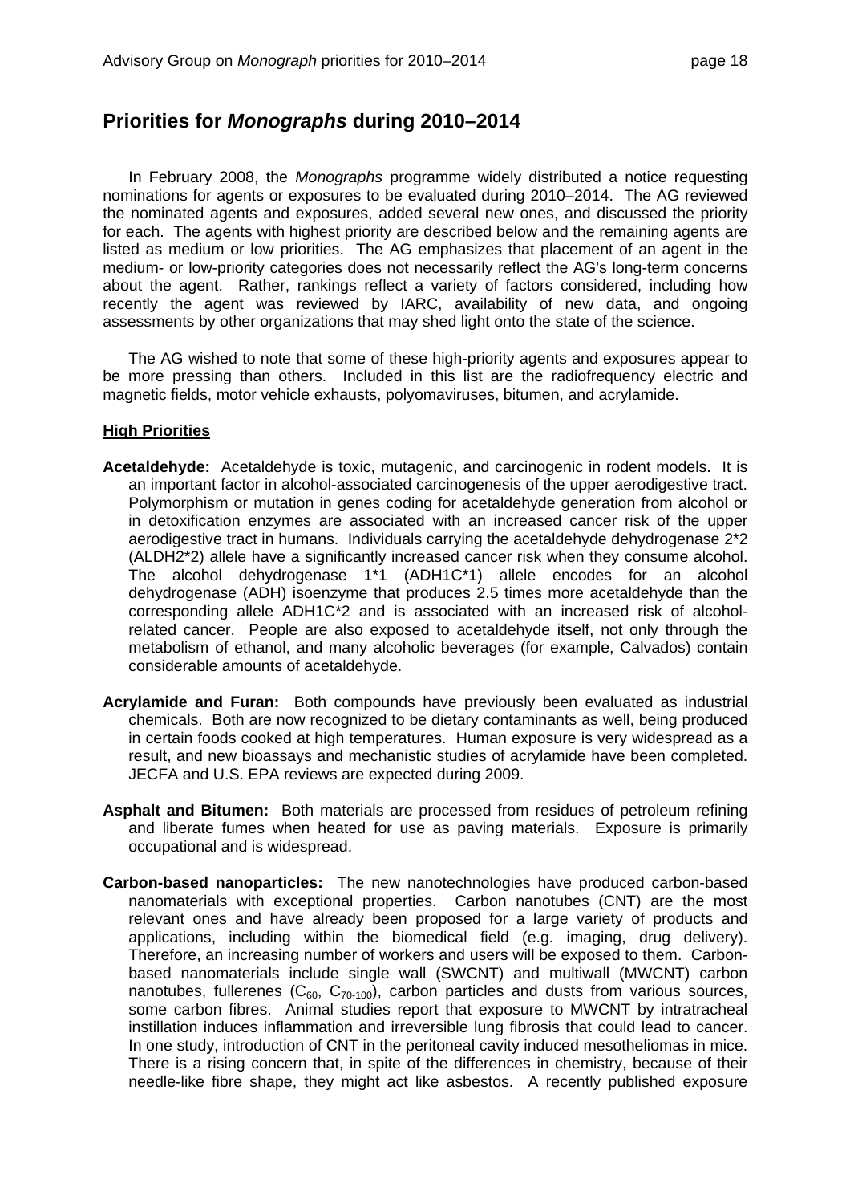## Priorities for *Monographs* during 2010–2014

In February 2008, the *Monographs* programme widely distributed a notice requesting nominations for agents or exposures to be evaluated during 2010–2014. The AG reviewed the nominated agents and exposures, added several new ones, and discussed the priority for each. The agents with highest priority are described below and the remaining agents are listed as medium or low priorities. The AG emphasizes that placement of an agent in the medium- or low-priority categories does not necessarily reflect the AG's long-term concerns about the agent. Rather, rankings reflect a variety of factors considered, including how recently the agent was reviewed by IARC, availability of new data, and ongoing assessments by other organizations that may shed light onto the state of the science.

The AG wished to note that some of these high-priority agents and exposures appear to be more pressing than others. Included in this list are the radiofrequency electric and magnetic fields, motor vehicle exhausts, polyomaviruses, bitumen, and acrylamide.

### High Priorities

**Acetaldehyde:** Acetaldehyde is toxic, mutagenic, and carcinogenic in rodent models. It is an important factor in alcohol-associated carcinogenesis of the upper aerodigestive tract. Polymorphism or mutation in genes coding for acetaldehyde generation from alcohol or in detoxification enzymes are associated with an increased cancer risk of the upper aerodigestive tract in humans. Individuals carrying the acetaldehyde dehydrogenase 2*2 (ALDH2*2) allele have a significantly increased cancer risk when they consume alcohol. The alcohol dehydrogenase 1*1 (ADH1C*1) allele encodes for an alcohol dehydrogenase (ADH) isoenzyme that produces 2.5 times more acetaldehyde than the corresponding allele ADH1C*2 and is associated with an increased risk of alcohol-related cancer. People are also exposed to acetaldehyde itself, not only through the metabolism of ethanol, and many alcoholic beverages (for example, Calvados) contain considerable amounts of acetaldehyde.

**Acrylamide and Furan:** Both compounds have previously been evaluated as industrial chemicals. Both are now recognized to be dietary contaminants as well, being produced in certain foods cooked at high temperatures. Human exposure is very widespread as a result, and new bioassays and mechanistic studies of acrylamide have been completed. JECFA and U.S. EPA reviews are expected during 2009.

**Asphalt and Bitumen:** Both materials are processed from residues of petroleum refining and liberate fumes when heated for use as paving materials. Exposure is primarily occupational and is widespread.

**Carbon-based nanoparticles:** The new nanotechnologies have produced carbon-based nanomaterials with exceptional properties. Carbon nanotubes (CNT) are the most relevant ones and have already been proposed for a large variety of products and applications, including within the biomedical field (e.g. imaging, drug delivery). Therefore, an increasing number of workers and users will be exposed to them. Carbon-based nanomaterials include single wall (SWCNT) and multiwall (MWCNT) carbon nanotubes, fullerenes ($C_{60}$, $C_{70\text{-}100}$), carbon particles and dusts from various sources, some carbon fibres. Animal studies report that exposure to MWCNT by intratracheal instillation induces inflammation and irreversible lung fibrosis that could lead to cancer. In one study, introduction of CNT in the peritoneal cavity induced mesotheliomas in mice. There is a rising concern that, in spite of the differences in chemistry, because of their needle-like fibre shape, they might act like asbestos. A recently published exposure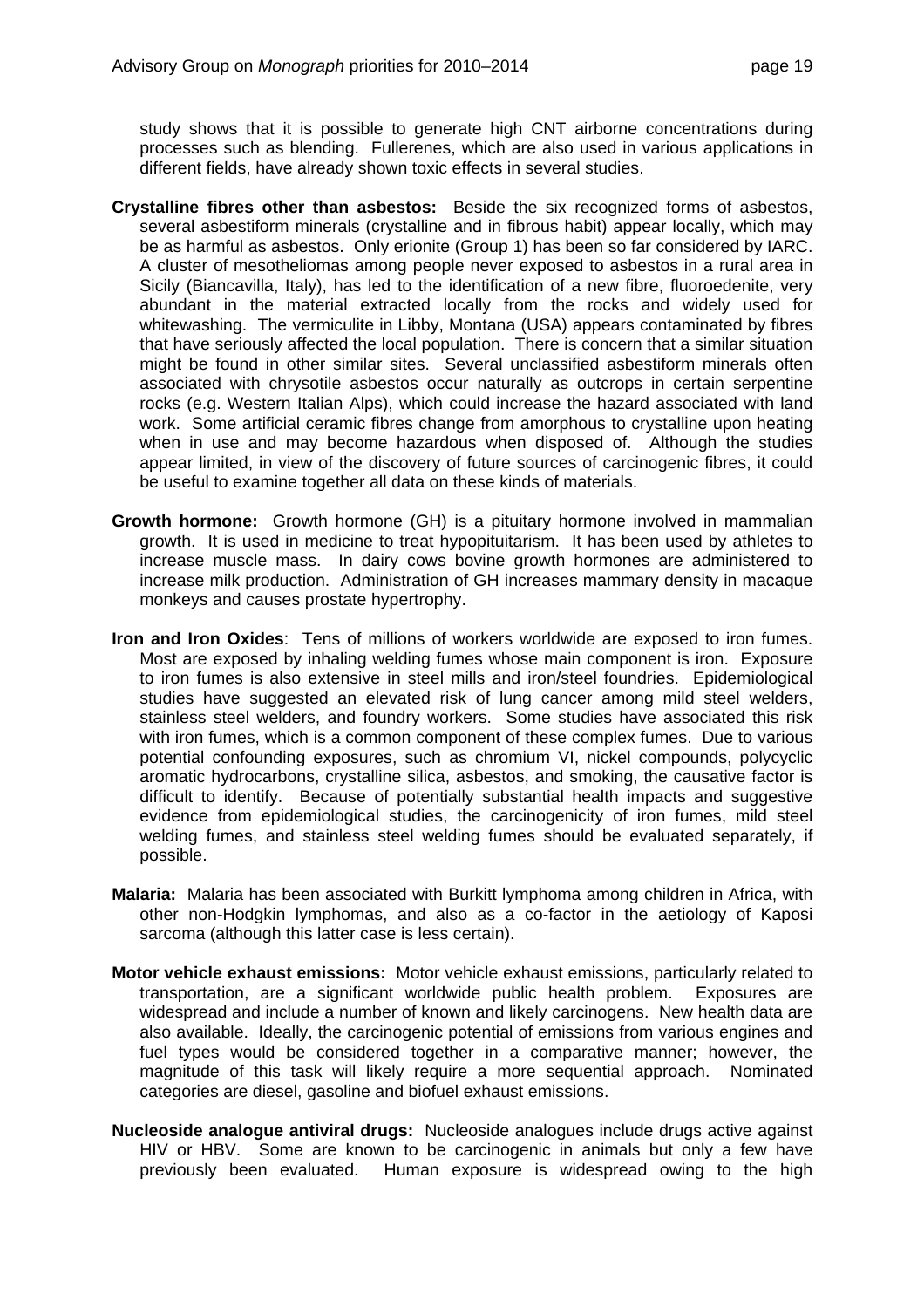study shows that it is possible to generate high CNT airborne concentrations during processes such as blending. Fullerenes, which are also used in various applications in different fields, have already shown toxic effects in several studies.

**Crystalline fibres other than asbestos:** Beside the six recognized forms of asbestos, several asbestiform minerals (crystalline and in fibrous habit) appear locally, which may be as harmful as asbestos. Only erionite (Group 1) has been so far considered by IARC. A cluster of mesotheliomas among people never exposed to asbestos in a rural area in Sicily (Biancavilla, Italy), has led to the identification of a new fibre, fluoroedenite, very abundant in the material extracted locally from the rocks and widely used for whitewashing. The vermiculite in Libby, Montana (USA) appears contaminated by fibres that have seriously affected the local population. There is concern that a similar situation might be found in other similar sites. Several unclassified asbestiform minerals often associated with chrysotile asbestos occur naturally as outcrops in certain serpentine rocks (e.g. Western Italian Alps), which could increase the hazard associated with land work. Some artificial ceramic fibres change from amorphous to crystalline upon heating when in use and may become hazardous when disposed of. Although the studies appear limited, in view of the discovery of future sources of carcinogenic fibres, it could be useful to examine together all data on these kinds of materials.

**Growth hormone:** Growth hormone (GH) is a pituitary hormone involved in mammalian growth. It is used in medicine to treat hypopituitarism. It has been used by athletes to increase muscle mass. In dairy cows bovine growth hormones are administered to increase milk production. Administration of GH increases mammary density in macaque monkeys and causes prostate hypertrophy.

**Iron and Iron Oxides**: Tens of millions of workers worldwide are exposed to iron fumes. Most are exposed by inhaling welding fumes whose main component is iron. Exposure to iron fumes is also extensive in steel mills and iron/steel foundries. Epidemiological studies have suggested an elevated risk of lung cancer among mild steel welders, stainless steel welders, and foundry workers. Some studies have associated this risk with iron fumes, which is a common component of these complex fumes. Due to various potential confounding exposures, such as chromium VI, nickel compounds, polycyclic aromatic hydrocarbons, crystalline silica, asbestos, and smoking, the causative factor is difficult to identify. Because of potentially substantial health impacts and suggestive evidence from epidemiological studies, the carcinogenicity of iron fumes, mild steel welding fumes, and stainless steel welding fumes should be evaluated separately, if possible.

**Malaria:** Malaria has been associated with Burkitt lymphoma among children in Africa, with other non-Hodgkin lymphomas, and also as a co-factor in the aetiology of Kaposi sarcoma (although this latter case is less certain).

**Motor vehicle exhaust emissions:** Motor vehicle exhaust emissions, particularly related to transportation, are a significant worldwide public health problem. Exposures are widespread and include a number of known and likely carcinogens. New health data are also available. Ideally, the carcinogenic potential of emissions from various engines and fuel types would be considered together in a comparative manner; however, the magnitude of this task will likely require a more sequential approach. Nominated categories are diesel, gasoline and biofuel exhaust emissions.

**Nucleoside analogue antiviral drugs:** Nucleoside analogues include drugs active against HIV or HBV. Some are known to be carcinogenic in animals but only a few have previously been evaluated. Human exposure is widespread owing to the high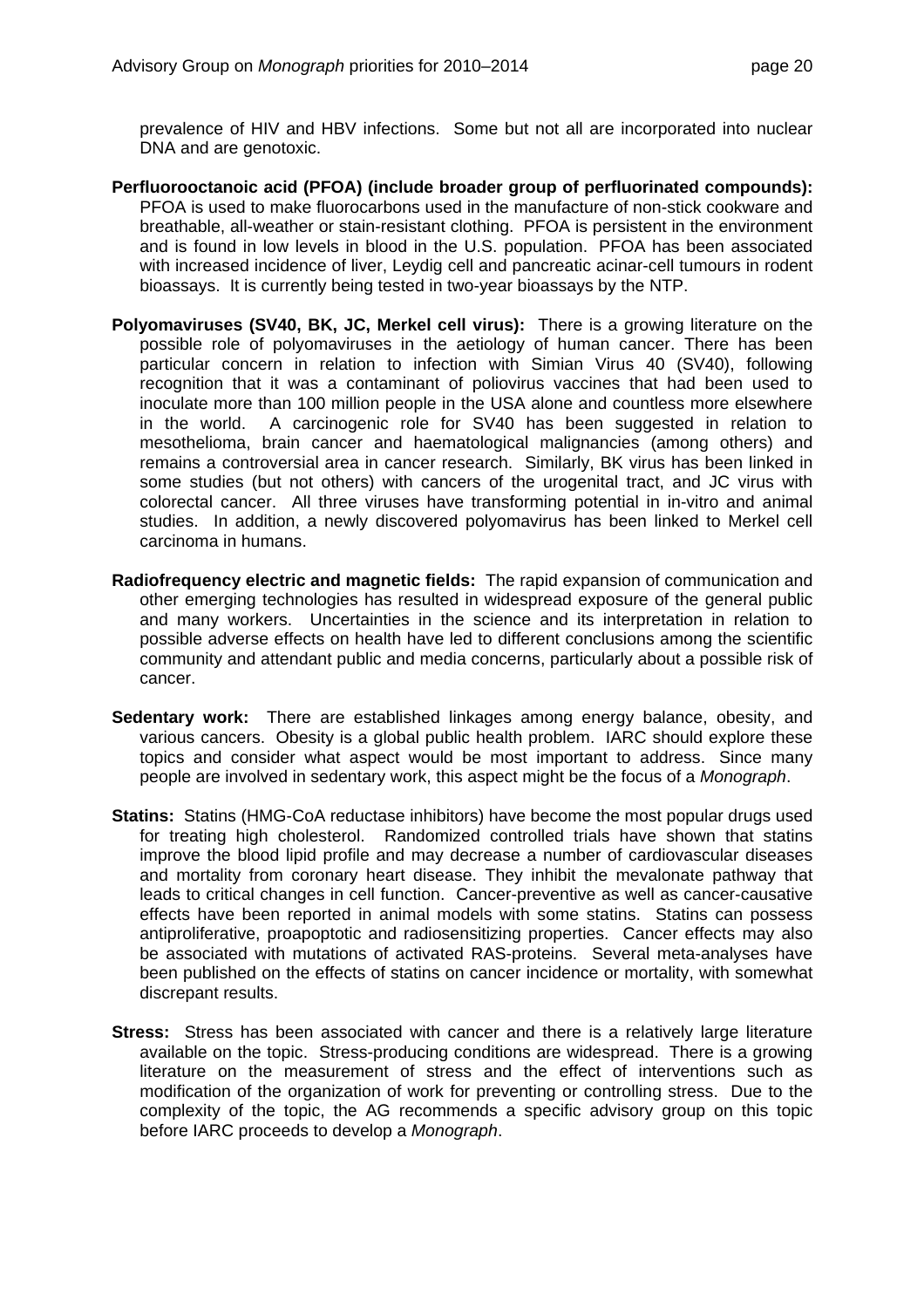prevalence of HIV and HBV infections. Some but not all are incorporated into nuclear DNA and are genotoxic.

**Perfluorooctanoic acid (PFOA) (include broader group of perfluorinated compounds):** PFOA is used to make fluorocarbons used in the manufacture of non-stick cookware and breathable, all-weather or stain-resistant clothing. PFOA is persistent in the environment and is found in low levels in blood in the U.S. population. PFOA has been associated with increased incidence of liver, Leydig cell and pancreatic acinar-cell tumours in rodent bioassays. It is currently being tested in two-year bioassays by the NTP.

**Polyomaviruses (SV40, BK, JC, Merkel cell virus):** There is a growing literature on the possible role of polyomaviruses in the aetiology of human cancer. There has been particular concern in relation to infection with Simian Virus 40 (SV40), following recognition that it was a contaminant of poliovirus vaccines that had been used to inoculate more than 100 million people in the USA alone and countless more elsewhere in the world. A carcinogenic role for SV40 has been suggested in relation to mesothelioma, brain cancer and haematological malignancies (among others) and remains a controversial area in cancer research. Similarly, BK virus has been linked in some studies (but not others) with cancers of the urogenital tract, and JC virus with colorectal cancer. All three viruses have transforming potential in in-vitro and animal studies. In addition, a newly discovered polyomavirus has been linked to Merkel cell carcinoma in humans.

**Radiofrequency electric and magnetic fields:** The rapid expansion of communication and other emerging technologies has resulted in widespread exposure of the general public and many workers. Uncertainties in the science and its interpretation in relation to possible adverse effects on health have led to different conclusions among the scientific community and attendant public and media concerns, particularly about a possible risk of cancer.

**Sedentary work:** There are established linkages among energy balance, obesity, and various cancers. Obesity is a global public health problem. IARC should explore these topics and consider what aspect would be most important to address. Since many people are involved in sedentary work, this aspect might be the focus of a *Monograph*.

**Statins:** Statins (HMG-CoA reductase inhibitors) have become the most popular drugs used for treating high cholesterol. Randomized controlled trials have shown that statins improve the blood lipid profile and may decrease a number of cardiovascular diseases and mortality from coronary heart disease. They inhibit the mevalonate pathway that leads to critical changes in cell function. Cancer-preventive as well as cancer-causative effects have been reported in animal models with some statins. Statins can possess antiproliferative, proapoptotic and radiosensitizing properties. Cancer effects may also be associated with mutations of activated RAS-proteins. Several meta-analyses have been published on the effects of statins on cancer incidence or mortality, with somewhat discrepant results.

**Stress:** Stress has been associated with cancer and there is a relatively large literature available on the topic. Stress-producing conditions are widespread. There is a growing literature on the measurement of stress and the effect of interventions such as modification of the organization of work for preventing or controlling stress. Due to the complexity of the topic, the AG recommends a specific advisory group on this topic before IARC proceeds to develop a *Monograph*.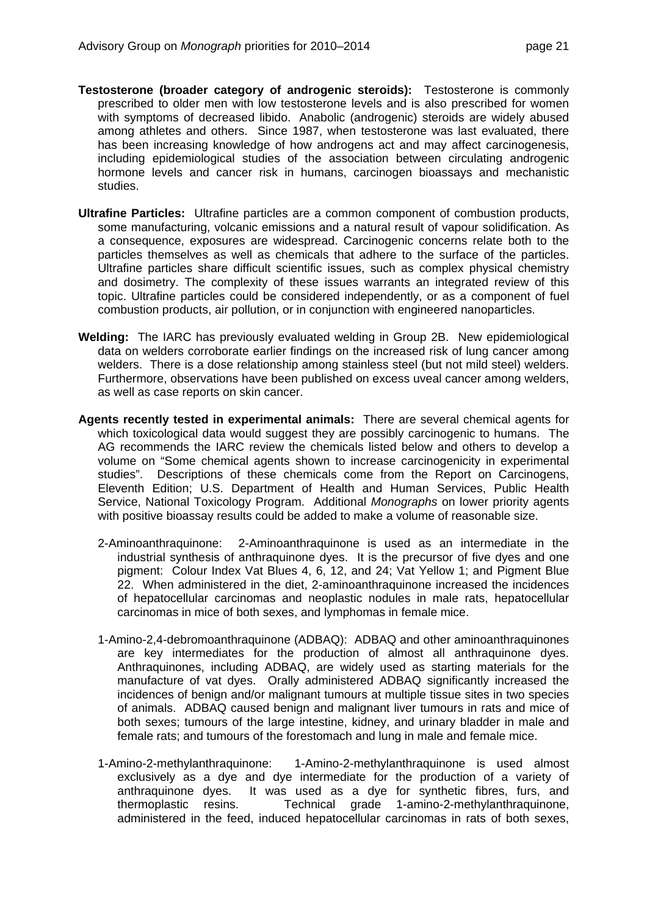**Testosterone (broader category of androgenic steroids):** Testosterone is commonly prescribed to older men with low testosterone levels and is also prescribed for women with symptoms of decreased libido. Anabolic (androgenic) steroids are widely abused among athletes and others. Since 1987, when testosterone was last evaluated, there has been increasing knowledge of how androgens act and may affect carcinogenesis, including epidemiological studies of the association between circulating androgenic hormone levels and cancer risk in humans, carcinogen bioassays and mechanistic studies.

**Ultrafine Particles:** Ultrafine particles are a common component of combustion products, some manufacturing, volcanic emissions and a natural result of vapour solidification. As a consequence, exposures are widespread. Carcinogenic concerns relate both to the particles themselves as well as chemicals that adhere to the surface of the particles. Ultrafine particles share difficult scientific issues, such as complex physical chemistry and dosimetry. The complexity of these issues warrants an integrated review of this topic. Ultrafine particles could be considered independently, or as a component of fuel combustion products, air pollution, or in conjunction with engineered nanoparticles.

**Welding:** The IARC has previously evaluated welding in Group 2B. New epidemiological data on welders corroborate earlier findings on the increased risk of lung cancer among welders. There is a dose relationship among stainless steel (but not mild steel) welders. Furthermore, observations have been published on excess uveal cancer among welders, as well as case reports on skin cancer.

**Agents recently tested in experimental animals:** There are several chemical agents for which toxicological data would suggest they are possibly carcinogenic to humans. The AG recommends the IARC review the chemicals listed below and others to develop a volume on "Some chemical agents shown to increase carcinogenicity in experimental studies". Descriptions of these chemicals come from the Report on Carcinogens, Eleventh Edition; U.S. Department of Health and Human Services, Public Health Service, National Toxicology Program. Additional *Monographs* on lower priority agents with positive bioassay results could be added to make a volume of reasonable size.

2-Aminoanthraquinone: 2-Aminoanthraquinone is used as an intermediate in the industrial synthesis of anthraquinone dyes. It is the precursor of five dyes and one pigment: Colour Index Vat Blues 4, 6, 12, and 24; Vat Yellow 1; and Pigment Blue 22. When administered in the diet, 2-aminoanthraquinone increased the incidences of hepatocellular carcinomas and neoplastic nodules in male rats, hepatocellular carcinomas in mice of both sexes, and lymphomas in female mice.

1-Amino-2,4-debromoanthraquinone (ADBAQ): ADBAQ and other aminoanthraquinones are key intermediates for the production of almost all anthraquinone dyes. Anthraquinones, including ADBAQ, are widely used as starting materials for the manufacture of vat dyes. Orally administered ADBAQ significantly increased the incidences of benign and/or malignant tumours at multiple tissue sites in two species of animals. ADBAQ caused benign and malignant liver tumours in rats and mice of both sexes; tumours of the large intestine, kidney, and urinary bladder in male and female rats; and tumours of the forestomach and lung in male and female mice.

1-Amino-2-methylanthraquinone: 1-Amino-2-methylanthraquinone is used almost exclusively as a dye and dye intermediate for the production of a variety of anthraquinone dyes. It was used as a dye for synthetic fibres, furs, and thermoplastic resins. Technical grade 1-amino-2-methylanthraquinone, administered in the feed, induced hepatocellular carcinomas in rats of both sexes,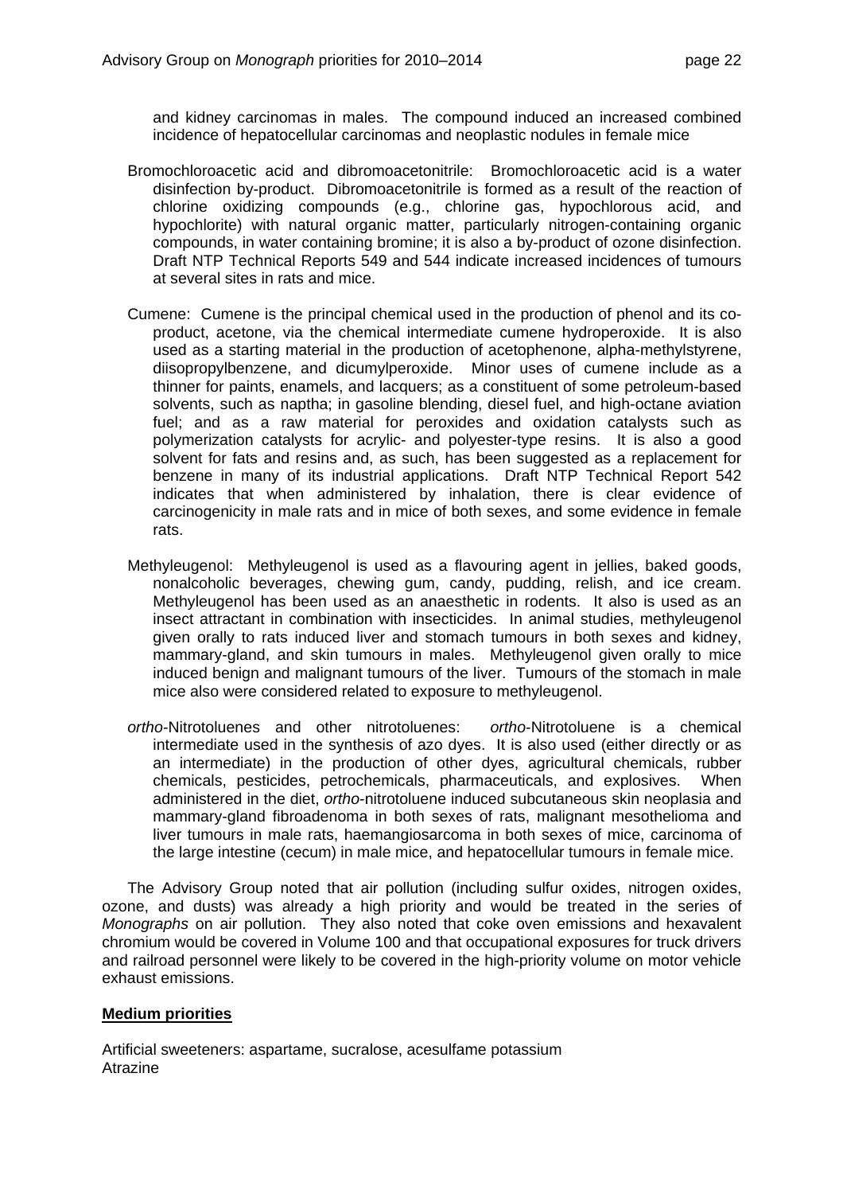and kidney carcinomas in males. The compound induced an increased combined incidence of hepatocellular carcinomas and neoplastic nodules in female mice

Bromochloroacetic acid and dibromoacetonitrile: Bromochloroacetic acid is a water disinfection by-product. Dibromoacetonitrile is formed as a result of the reaction of chlorine oxidizing compounds (e.g., chlorine gas, hypochlorous acid, and hypochlorite) with natural organic matter, particularly nitrogen-containing organic compounds, in water containing bromine; it is also a by-product of ozone disinfection. Draft NTP Technical Reports 549 and 544 indicate increased incidences of tumours at several sites in rats and mice.

Cumene: Cumene is the principal chemical used in the production of phenol and its co-product, acetone, via the chemical intermediate cumene hydroperoxide. It is also used as a starting material in the production of acetophenone, alpha-methylstyrene, diisopropylbenzene, and dicumylperoxide. Minor uses of cumene include as a thinner for paints, enamels, and lacquers; as a constituent of some petroleum-based solvents, such as naptha; in gasoline blending, diesel fuel, and high-octane aviation fuel; and as a raw material for peroxides and oxidation catalysts such as polymerization catalysts for acrylic- and polyester-type resins. It is also a good solvent for fats and resins and, as such, has been suggested as a replacement for benzene in many of its industrial applications. Draft NTP Technical Report 542 indicates that when administered by inhalation, there is clear evidence of carcinogenicity in male rats and in mice of both sexes, and some evidence in female rats.

Methyleugenol: Methyleugenol is used as a flavouring agent in jellies, baked goods, nonalcoholic beverages, chewing gum, candy, pudding, relish, and ice cream. Methyleugenol has been used as an anaesthetic in rodents. It also is used as an insect attractant in combination with insecticides. In animal studies, methyleugenol given orally to rats induced liver and stomach tumours in both sexes and kidney, mammary-gland, and skin tumours in males. Methyleugenol given orally to mice induced benign and malignant tumours of the liver. Tumours of the stomach in male mice also were considered related to exposure to methyleugenol.

*ortho*-Nitrotoluenes and other nitrotoluenes: *ortho*-Nitrotoluene is a chemical intermediate used in the synthesis of azo dyes. It is also used (either directly or as an intermediate) in the production of other dyes, agricultural chemicals, rubber chemicals, pesticides, petrochemicals, pharmaceuticals, and explosives. When administered in the diet, *ortho*-nitrotoluene induced subcutaneous skin neoplasia and mammary-gland fibroadenoma in both sexes of rats, malignant mesothelioma and liver tumours in male rats, haemangiosarcoma in both sexes of mice, carcinoma of the large intestine (cecum) in male mice, and hepatocellular tumours in female mice.

The Advisory Group noted that air pollution (including sulfur oxides, nitrogen oxides, ozone, and dusts) was already a high priority and would be treated in the series of *Monographs* on air pollution. They also noted that coke oven emissions and hexavalent chromium would be covered in Volume 100 and that occupational exposures for truck drivers and railroad personnel were likely to be covered in the high-priority volume on motor vehicle exhaust emissions.

**Medium priorities**

Artificial sweeteners: aspartame, sucralose, acesulfame potassium
Atrazine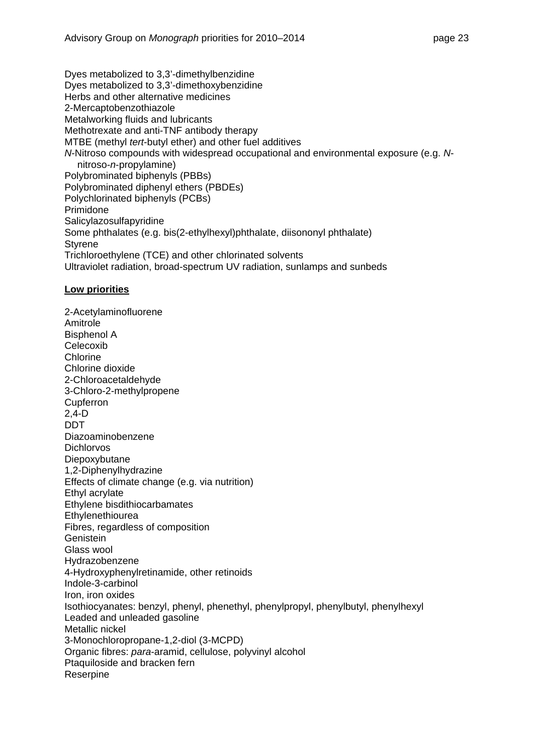Dyes metabolized to 3,3’-dimethylbenzidine
Dyes metabolized to 3,3’-dimethoxybenzidine
Herbs and other alternative medicines
2-Mercaptobenzothiazole
Metalworking fluids and lubricants
Methotrexate and anti-TNF antibody therapy
MTBE (methyl *tert*-butyl ether) and other fuel additives
*N*-Nitroso compounds with widespread occupational and environmental exposure (e.g. *N*-nitroso-*n*-propylamine)
Polybrominated biphenyls (PBBs)
Polybrominated diphenyl ethers (PBDEs)
Polychlorinated biphenyls (PCBs)
Primidone
Salicylazosulfapyridine
Some phthalates (e.g. bis(2-ethylhexyl)phthalate, diisononyl phthalate)
Styrene
Trichloroethylene (TCE) and other chlorinated solvents
Ultraviolet radiation, broad-spectrum UV radiation, sunlamps and sunbeds

**Low priorities**

2-Acetylaminofluorene
Amitrole
Bisphenol A
Celecoxib
Chlorine
Chlorine dioxide
2-Chloroacetaldehyde
3-Chloro-2-methylpropene
Cupferron
2,4-D
DDT
Diazoaminobenzene
Dichlorvos
Diepoxybutane
1,2-Diphenylhydrazine
Effects of climate change (e.g. via nutrition)
Ethyl acrylate
Ethylene bisdithiocarbamates
Ethylenethiourea
Fibres, regardless of composition
Genistein
Glass wool
Hydrazobenzene
4-Hydroxyphenylretinamide, other retinoids
Indole-3-carbinol
Iron, iron oxides
Isothiocyanates: benzyl, phenyl, phenethyl, phenylpropyl, phenylbutyl, phenylhexyl
Leaded and unleaded gasoline
Metallic nickel
3-Monochloropropane-1,2-diol (3-MCPD)
Organic fibres: *para*-aramid, cellulose, polyvinyl alcohol
Ptaquiloside and bracken fern
Reserpine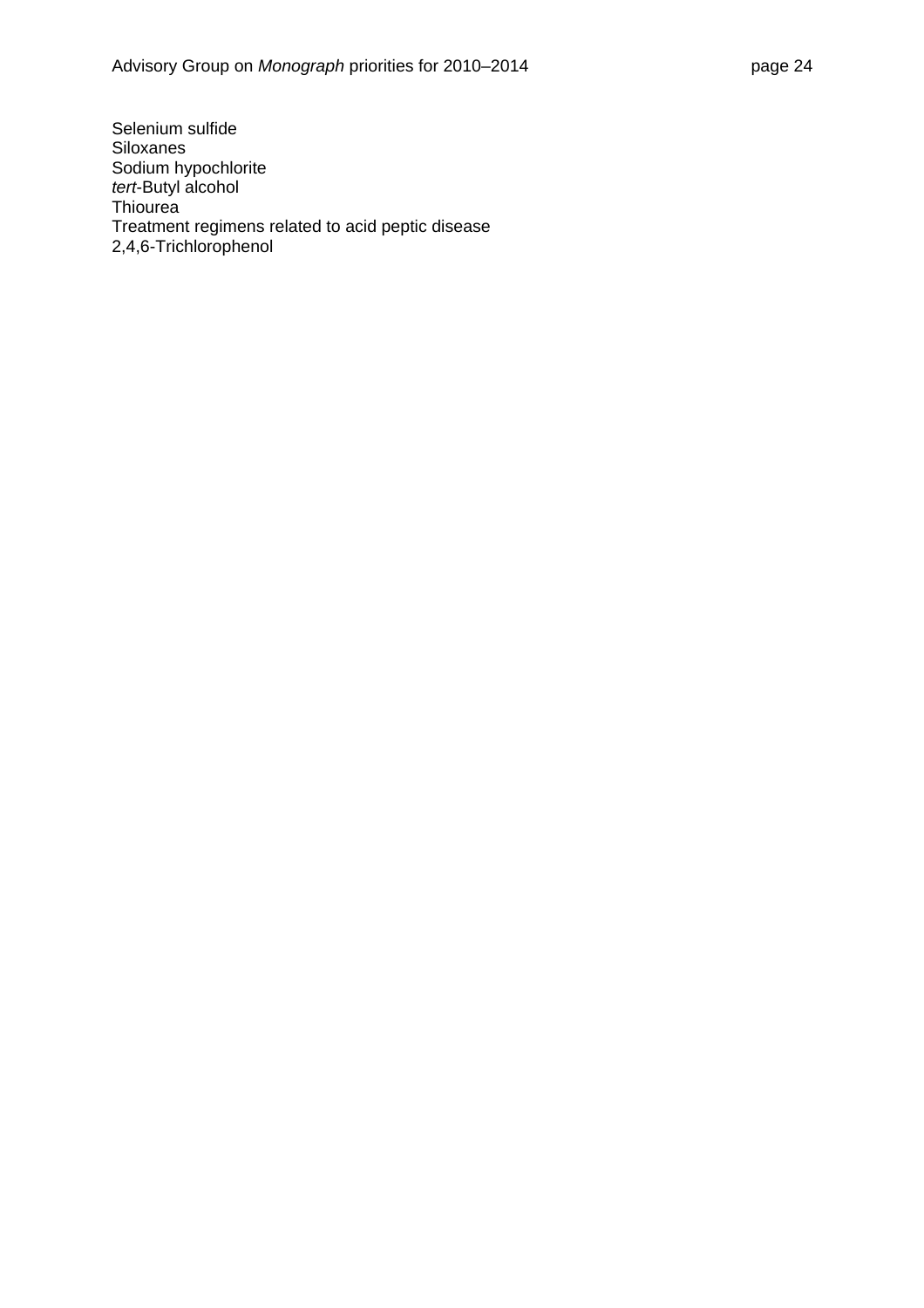Selenium sulfide
Siloxanes
Sodium hypochlorite
*tert*-Butyl alcohol
Thiourea
Treatment regimens related to acid peptic disease
2,4,6-Trichlorophenol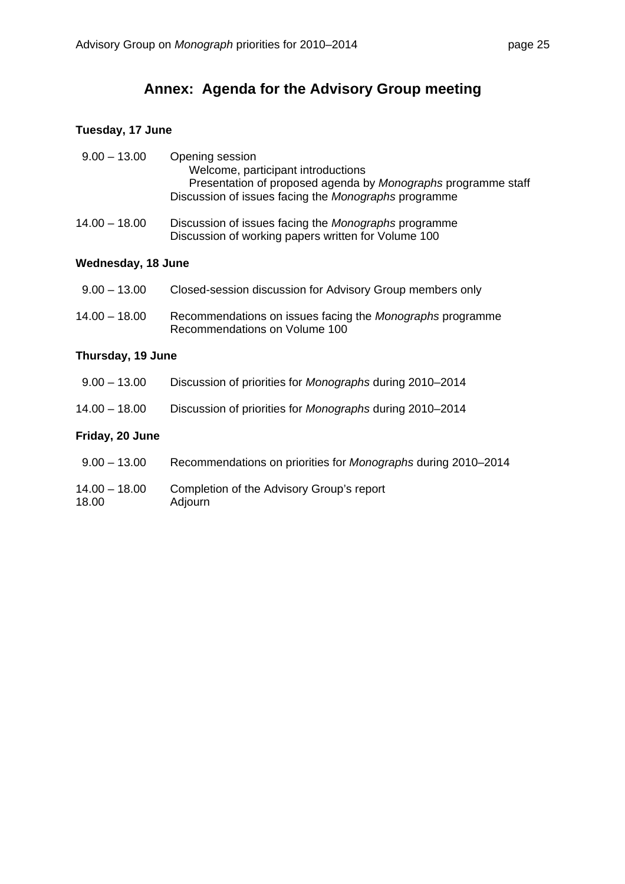# Annex: Agenda for the Advisory Group meeting

**Tuesday, 17 June**

| | |
|---|---|
| 9.00 – 13.00 | Opening session<br>Welcome, participant introductions<br>Presentation of proposed agenda by *Monographs* programme staff<br>Discussion of issues facing the *Monographs* programme |
| 14.00 – 18.00 | Discussion of issues facing the *Monographs* programme<br>Discussion of working papers written for Volume 100 |

**Wednesday, 18 June**

| | |
|---|---|
| 9.00 – 13.00 | Closed-session discussion for Advisory Group members only |
| 14.00 – 18.00 | Recommendations on issues facing the *Monographs* programme<br>Recommendations on Volume 100 |

**Thursday, 19 June**

| | |
|---|---|
| 9.00 – 13.00 | Discussion of priorities for *Monographs* during 2010–2014 |
| 14.00 – 18.00 | Discussion of priorities for *Monographs* during 2010–2014 |

**Friday, 20 June**

| | |
|---|---|
| 9.00 – 13.00 | Recommendations on priorities for *Monographs* during 2010–2014 |
| 14.00 – 18.00 | Completion of the Advisory Group's report |
| 18.00 | Adjourn |